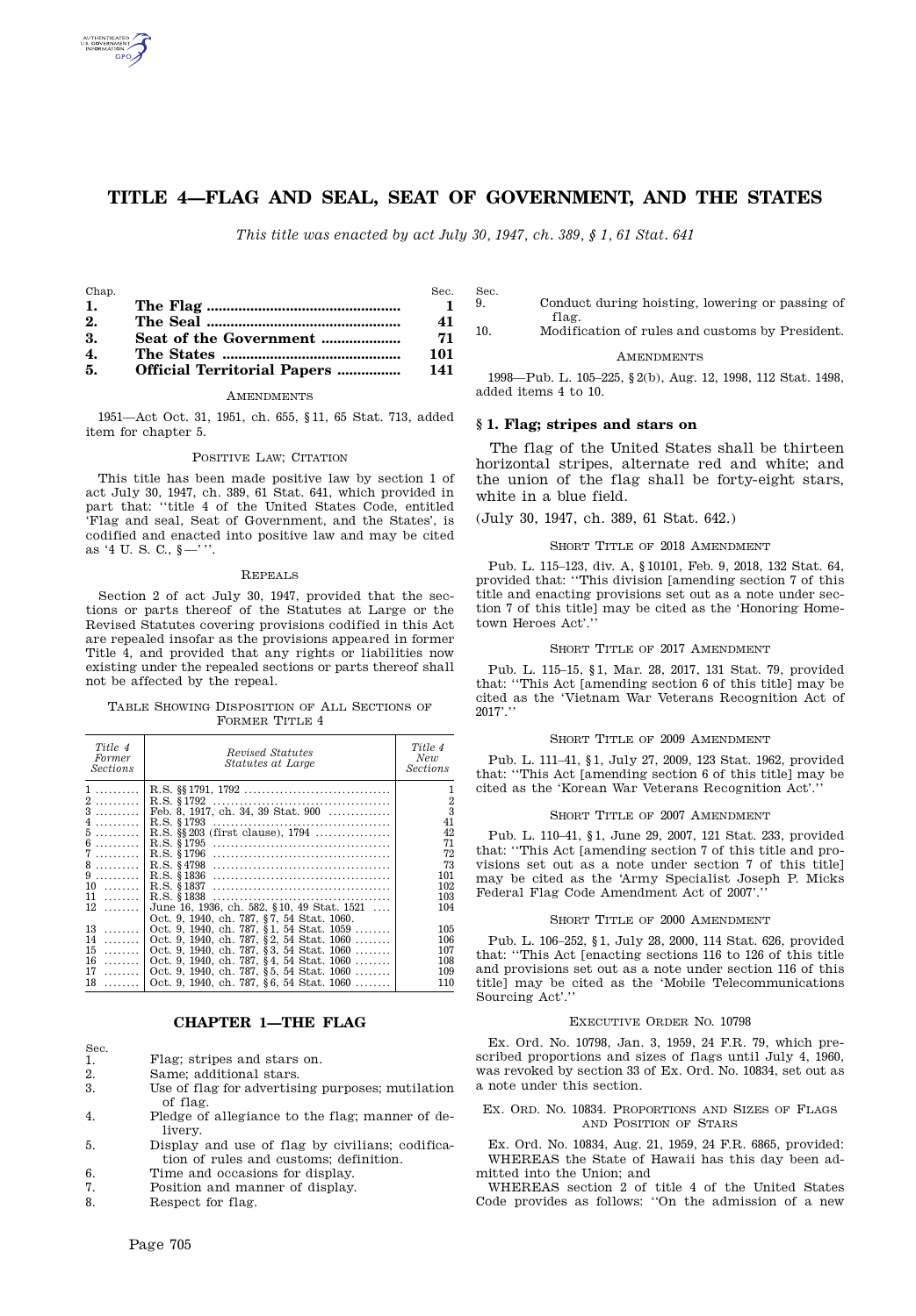# TITLE 4—FLAG AND SEAL, SEAT OF GOVERNMENT, AND THE STATES

*This title was enacted by act July 30, 1947, ch. 389, § 1, 61 Stat. 641*

| Chap. | | Sec. |
|---|---|---|
| **1.** | **The Flag** | **1** |
| **2.** | **The Seal** | **41** |
| **3.** | **Seat of the Government** | **71** |
| **4.** | **The States** | **101** |
| **5.** | **Official Territorial Papers** | **141** |

AMENDMENTS

1951—Act Oct. 31, 1951, ch. 655, § 11, 65 Stat. 713, added item for chapter 5.

POSITIVE LAW; CITATION

This title has been made positive law by section 1 of act July 30, 1947, ch. 389, 61 Stat. 641, which provided in part that: ''title 4 of the United States Code, entitled 'Flag and seal, Seat of Government, and the States', is codified and enacted into positive law and may be cited as '4 U. S. C., § —' ''.

REPEALS

Section 2 of act July 30, 1947, provided that the sections or parts thereof of the Statutes at Large or the Revised Statutes covering provisions codified in this Act are repealed insofar as the provisions appeared in former Title 4, and provided that any rights or liabilities now existing under the repealed sections or parts thereof shall not be affected by the repeal.

TABLE SHOWING DISPOSITION OF ALL SECTIONS OF FORMER TITLE 4

| *Title 4 Former Sections* | *Revised Statutes Statutes at Large* | *Title 4 New Sections* |
|---|---|---|
| 1 | R.S. §§ 1791, 1792 | 1 |
| 2 | R.S. § 1792 | 2 |
| 3 | Feb. 8, 1917, ch. 34, 39 Stat. 900 | 3 |
| 4 | R.S. § 1793 | 41 |
| 5 | R.S. §§ 203 (first clause), 1794 | 42 |
| 6 | R.S. § 1795 | 71 |
| 7 | R.S. § 1796 | 72 |
| 8 | R.S. § 4798 | 73 |
| 9 | R.S. § 1836 | 101 |
| 10 | R.S. § 1837 | 102 |
| 11 | R.S. § 1838 | 103 |
| 12 | June 16, 1936, ch. 582, § 10, 49 Stat. 1521 Oct. 9, 1940, ch. 787, § 7, 54 Stat. 1060. | 104 |
| 13 | Oct. 9, 1940, ch. 787, § 1, 54 Stat. 1059 | 105 |
| 14 | Oct. 9, 1940, ch. 787, § 2, 54 Stat. 1060 | 106 |
| 15 | Oct. 9, 1940, ch. 787, § 3, 54 Stat. 1060 | 107 |
| 16 | Oct. 9, 1940, ch. 787, § 4, 54 Stat. 1060 | 108 |
| 17 | Oct. 9, 1940, ch. 787, § 5, 54 Stat. 1060 | 109 |
| 18 | Oct. 9, 1940, ch. 787, § 6, 54 Stat. 1060 | 110 |

## CHAPTER 1—THE FLAG

| Sec. | |
|---|---|
| 1. | Flag; stripes and stars on. |
| 2. | Same; additional stars. |
| 3. | Use of flag for advertising purposes; mutilation of flag. |
| 4. | Pledge of allegiance to the flag; manner of delivery. |
| 5. | Display and use of flag by civilians; codification of rules and customs; definition. |
| 6. | Time and occasions for display. |
| 7. | Position and manner of display. |
| 8. | Respect for flag. |
| 9. | Conduct during hoisting, lowering or passing of flag. |
| 10. | Modification of rules and customs by President. |

AMENDMENTS

1998—Pub. L. 105–225, § 2(b), Aug. 12, 1998, 112 Stat. 1498, added items 4 to 10.

### § 1. Flag; stripes and stars on

The flag of the United States shall be thirteen horizontal stripes, alternate red and white; and the union of the flag shall be forty-eight stars, white in a blue field.

(July 30, 1947, ch. 389, 61 Stat. 642.)

SHORT TITLE OF 2018 AMENDMENT

Pub. L. 115–123, div. A, § 10101, Feb. 9, 2018, 132 Stat. 64, provided that: ''This division [amending section 7 of this title and enacting provisions set out as a note under section 7 of this title] may be cited as the 'Honoring Hometown Heroes Act'.''

SHORT TITLE OF 2017 AMENDMENT

Pub. L. 115–15, § 1, Mar. 28, 2017, 131 Stat. 79, provided that: ''This Act [amending section 6 of this title] may be cited as the 'Vietnam War Veterans Recognition Act of 2017'.''

SHORT TITLE OF 2009 AMENDMENT

Pub. L. 111–41, § 1, July 27, 2009, 123 Stat. 1962, provided that: ''This Act [amending section 6 of this title] may be cited as the 'Korean War Veterans Recognition Act'.''

SHORT TITLE OF 2007 AMENDMENT

Pub. L. 110–41, § 1, June 29, 2007, 121 Stat. 233, provided that: ''This Act [amending section 7 of this title and provisions set out as a note under section 7 of this title] may be cited as the 'Army Specialist Joseph P. Micks Federal Flag Code Amendment Act of 2007'.''

SHORT TITLE OF 2000 AMENDMENT

Pub. L. 106–252, § 1, July 28, 2000, 114 Stat. 626, provided that: ''This Act [enacting sections 116 to 126 of this title and provisions set out as a note under section 116 of this title] may be cited as the 'Mobile Telecommunications Sourcing Act'.''

EXECUTIVE ORDER NO. 10798

Ex. Ord. No. 10798, Jan. 3, 1959, 24 F.R. 79, which prescribed proportions and sizes of flags until July 4, 1960, was revoked by section 33 of Ex. Ord. No. 10834, set out as a note under this section.

EX. ORD. NO. 10834. PROPORTIONS AND SIZES OF FLAGS AND POSITION OF STARS

Ex. Ord. No. 10834, Aug. 21, 1959, 24 F.R. 6865, provided:

WHEREAS the State of Hawaii has this day been admitted into the Union; and

WHEREAS section 2 of title 4 of the United States Code provides as follows: ''On the admission of a new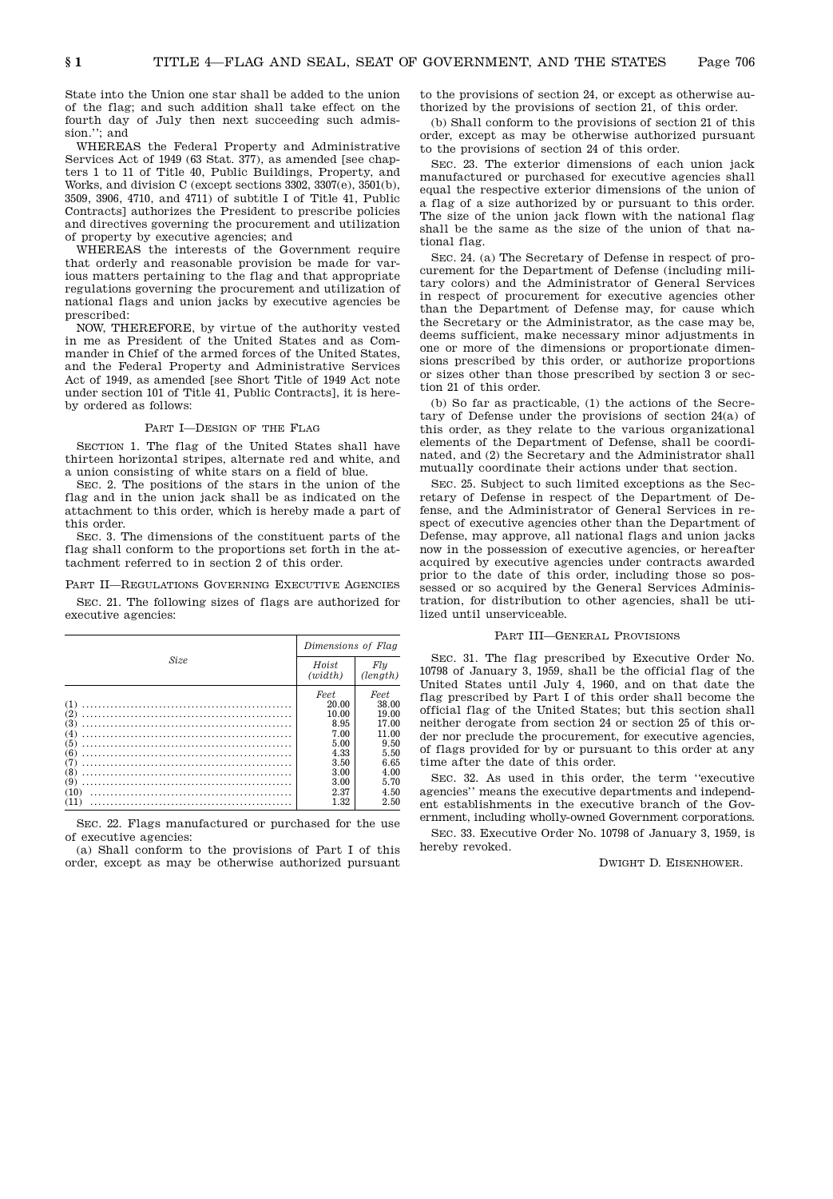State into the Union one star shall be added to the union of the flag; and such addition shall take effect on the fourth day of July then next succeeding such admission.''; and

WHEREAS the Federal Property and Administrative Services Act of 1949 (63 Stat. 377), as amended [see chapters 1 to 11 of Title 40, Public Buildings, Property, and Works, and division C (except sections 3302, 3307(e), 3501(b), 3509, 3906, 4710, and 4711) of subtitle I of Title 41, Public Contracts] authorizes the President to prescribe policies and directives governing the procurement and utilization of property by executive agencies; and

WHEREAS the interests of the Government require that orderly and reasonable provision be made for various matters pertaining to the flag and that appropriate regulations governing the procurement and utilization of national flags and union jacks by executive agencies be prescribed:

NOW, THEREFORE, by virtue of the authority vested in me as President of the United States and as Commander in Chief of the armed forces of the United States, and the Federal Property and Administrative Services Act of 1949, as amended [see Short Title of 1949 Act note under section 101 of Title 41, Public Contracts], it is hereby ordered as follows:

## Part I—Design of the Flag

SECTION 1. The flag of the United States shall have thirteen horizontal stripes, alternate red and white, and a union consisting of white stars on a field of blue.

SEC. 2. The positions of the stars in the union of the flag and in the union jack shall be as indicated on the attachment to this order, which is hereby made a part of this order.

SEC. 3. The dimensions of the constituent parts of the flag shall conform to the proportions set forth in the attachment referred to in section 2 of this order.

## Part II—Regulations Governing Executive Agencies

SEC. 21. The following sizes of flags are authorized for executive agencies:

| *Size* | *Dimensions of Flag* | |
|---|---|---|
| | *Hoist (width)* | *Fly (length)* |
| | *Feet* | *Feet* |
| (1) | 20.00 | 38.00 |
| (2) | 10.00 | 19.00 |
| (3) | 8.95 | 17.00 |
| (4) | 7.00 | 11.00 |
| (5) | 5.00 | 9.50 |
| (6) | 4.33 | 5.50 |
| (7) | 3.50 | 6.65 |
| (8) | 3.00 | 4.00 |
| (9) | 3.00 | 5.70 |
| (10) | 2.37 | 4.50 |
| (11) | 1.32 | 2.50 |

SEC. 22. Flags manufactured or purchased for the use of executive agencies:

(a) Shall conform to the provisions of Part I of this order, except as may be otherwise authorized pursuant to the provisions of section 24, or except as otherwise authorized by the provisions of section 21, of this order.

(b) Shall conform to the provisions of section 21 of this order, except as may be otherwise authorized pursuant to the provisions of section 24 of this order.

SEC. 23. The exterior dimensions of each union jack manufactured or purchased for executive agencies shall equal the respective exterior dimensions of the union of a flag of a size authorized by or pursuant to this order. The size of the union jack flown with the national flag shall be the same as the size of the union of that national flag.

SEC. 24. (a) The Secretary of Defense in respect of procurement for the Department of Defense (including military colors) and the Administrator of General Services in respect of procurement for executive agencies other than the Department of Defense may, for cause which the Secretary or the Administrator, as the case may be, deems sufficient, make necessary minor adjustments in one or more of the dimensions or proportionate dimensions prescribed by this order, or authorize proportions or sizes other than those prescribed by section 3 or section 21 of this order.

(b) So far as practicable, (1) the actions of the Secretary of Defense under the provisions of section 24(a) of this order, as they relate to the various organizational elements of the Department of Defense, shall be coordinated, and (2) the Secretary and the Administrator shall mutually coordinate their actions under that section.

SEC. 25. Subject to such limited exceptions as the Secretary of Defense in respect of the Department of Defense, and the Administrator of General Services in respect of executive agencies other than the Department of Defense, may approve, all national flags and union jacks now in the possession of executive agencies, or hereafter acquired by executive agencies under contracts awarded prior to the date of this order, including those so possessed or so acquired by the General Services Administration, for distribution to other agencies, shall be utilized until unserviceable.

## Part III—General Provisions

SEC. 31. The flag prescribed by Executive Order No. 10798 of January 3, 1959, shall be the official flag of the United States until July 4, 1960, and on that date the flag prescribed by Part I of this order shall become the official flag of the United States; but this section shall neither derogate from section 24 or section 25 of this order nor preclude the procurement, for executive agencies, of flags provided for by or pursuant to this order at any time after the date of this order.

SEC. 32. As used in this order, the term ''executive agencies'' means the executive departments and independent establishments in the executive branch of the Government, including wholly-owned Government corporations.

SEC. 33. Executive Order No. 10798 of January 3, 1959, is hereby revoked.

DWIGHT D. EISENHOWER.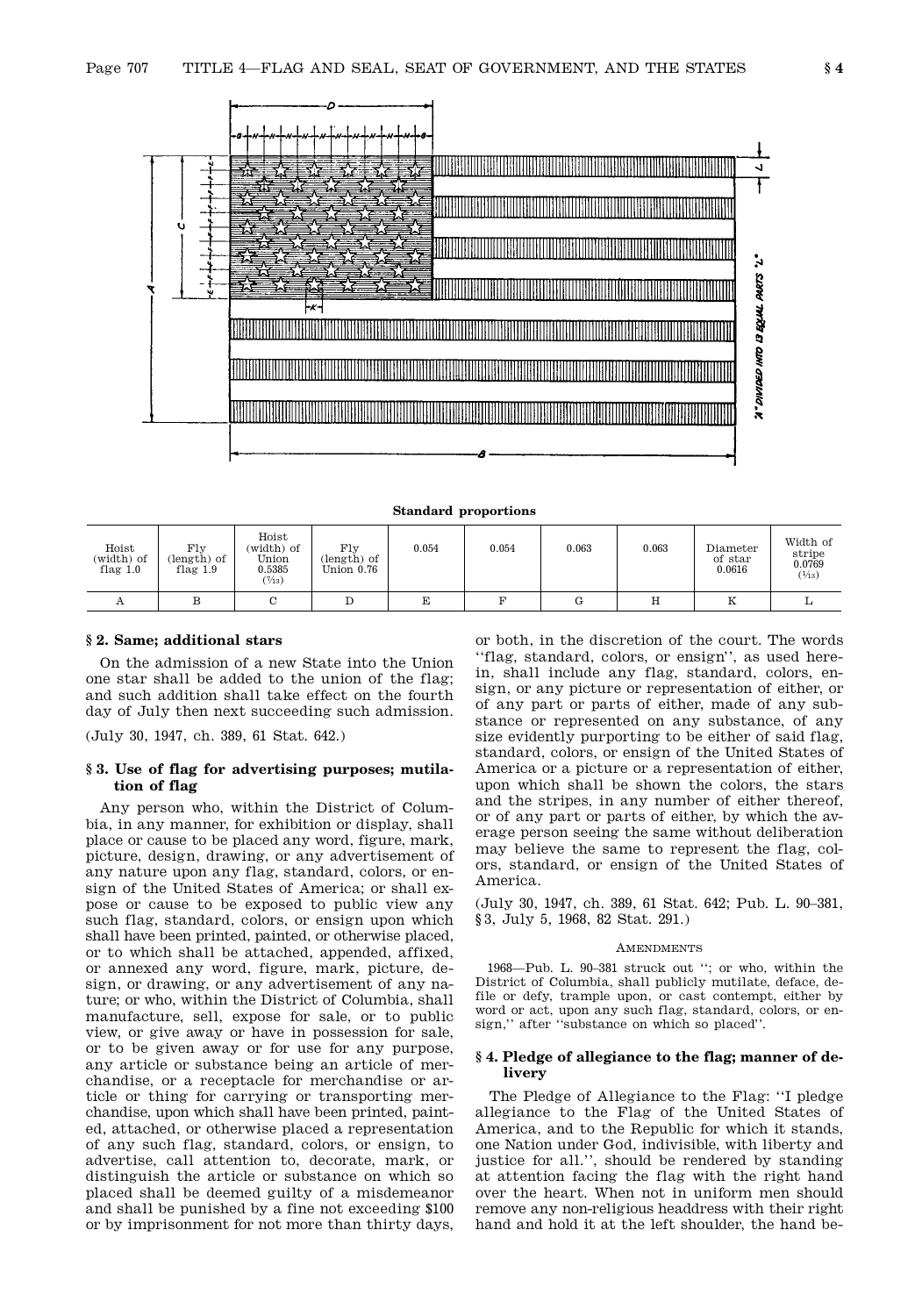**Standard proportions**

| Hoist (width) of flag 1.0 | Fly (length) of flag 1.9 | Hoist (width) of Union 0.5385 (7/13) | Fly (length) of Union 0.76 | 0.054 | 0.054 | 0.063 | 0.063 | Diameter of star 0.0616 | Width of stripe 0.0769 (1/13) |
|---|---|---|---|---|---|---|---|---|---|
| A | B | C | D | E | F | G | H | K | L |

### § 2. Same; additional stars

On the admission of a new State into the Union one star shall be added to the union of the flag; and such addition shall take effect on the fourth day of July then next succeeding such admission.

(July 30, 1947, ch. 389, 61 Stat. 642.)

### § 3. Use of flag for advertising purposes; mutilation of flag

Any person who, within the District of Columbia, in any manner, for exhibition or display, shall place or cause to be placed any word, figure, mark, picture, design, drawing, or any advertisement of any nature upon any flag, standard, colors, or ensign of the United States of America; or shall expose or cause to be exposed to public view any such flag, standard, colors, or ensign upon which shall have been printed, painted, or otherwise placed, or to which shall be attached, appended, affixed, or annexed any word, figure, mark, picture, design, or drawing, or any advertisement of any nature; or who, within the District of Columbia, shall manufacture, sell, expose for sale, or to public view, or give away or have in possession for sale, or to be given away or for use for any purpose, any article or substance being an article of merchandise, or a receptacle for merchandise or article or thing for carrying or transporting merchandise, upon which shall have been printed, painted, attached, or otherwise placed a representation of any such flag, standard, colors, or ensign, to advertise, call attention to, decorate, mark, or distinguish the article or substance on which so placed shall be deemed guilty of a misdemeanor and shall be punished by a fine not exceeding $100 or by imprisonment for not more than thirty days, or both, in the discretion of the court. The words ''flag, standard, colors, or ensign'', as used herein, shall include any flag, standard, colors, ensign, or any picture or representation of either, or of any part or parts of either, made of any substance or represented on any substance, of any size evidently purporting to be either of said flag, standard, colors, or ensign of the United States of America or a picture or a representation of either, upon which shall be shown the colors, the stars and the stripes, in any number of either thereof, or of any part or parts of either, by which the average person seeing the same without deliberation may believe the same to represent the flag, colors, standard, or ensign of the United States of America.

(July 30, 1947, ch. 389, 61 Stat. 642; Pub. L. 90–381, §3, July 5, 1968, 82 Stat. 291.)

#### Amendments

1968—Pub. L. 90–381 struck out ''; or who, within the District of Columbia, shall publicly mutilate, deface, defile or defy, trample upon, or cast contempt, either by word or act, upon any such flag, standard, colors, or ensign,'' after ''substance on which so placed''.

### § 4. Pledge of allegiance to the flag; manner of delivery

The Pledge of Allegiance to the Flag: ''I pledge allegiance to the Flag of the United States of America, and to the Republic for which it stands, one Nation under God, indivisible, with liberty and justice for all.'', should be rendered by standing at attention facing the flag with the right hand over the heart. When not in uniform men should remove any non-religious headdress with their right hand and hold it at the left shoulder, the hand be-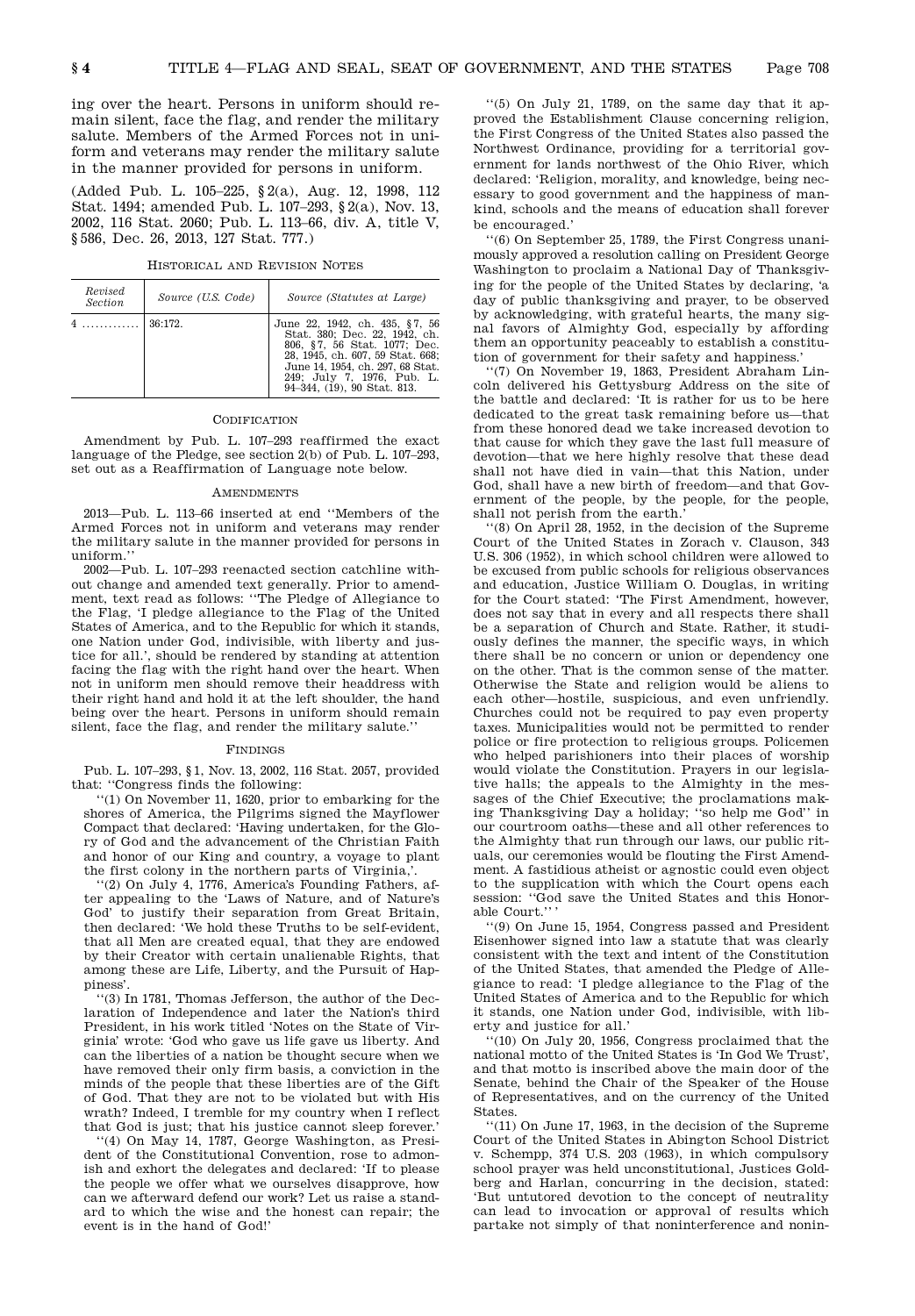ing over the heart. Persons in uniform should remain silent, face the flag, and render the military salute. Members of the Armed Forces not in uniform and veterans may render the military salute in the manner provided for persons in uniform.

(Added Pub. L. 105–225, §2(a), Aug. 12, 1998, 112 Stat. 1494; amended Pub. L. 107–293, §2(a), Nov. 13, 2002, 116 Stat. 2060; Pub. L. 113–66, div. A, title V, §586, Dec. 26, 2013, 127 Stat. 777.)

#### Historical and Revision Notes

| Revised Section | Source (U.S. Code) | Source (Statutes at Large) |
|---|---|---|
| 4 ............. | 36:172. | June 22, 1942, ch. 435, §7, 56 Stat. 380; Dec. 22, 1942, ch. 806, §7, 56 Stat. 1077; Dec. 28, 1945, ch. 607, 59 Stat. 668; June 14, 1954, ch. 297, 68 Stat. 249; July 7, 1976, Pub. L. 94–344, (19), 90 Stat. 813. |

#### Codification

Amendment by Pub. L. 107–293 reaffirmed the exact language of the Pledge, see section 2(b) of Pub. L. 107–293, set out as a Reaffirmation of Language note below.

#### Amendments

2013—Pub. L. 113–66 inserted at end "Members of the Armed Forces not in uniform and veterans may render the military salute in the manner provided for persons in uniform."

2002—Pub. L. 107–293 reenacted section catchline without change and amended text generally. Prior to amendment, text read as follows: "The Pledge of Allegiance to the Flag, 'I pledge allegiance to the Flag of the United States of America, and to the Republic for which it stands, one Nation under God, indivisible, with liberty and justice for all.', should be rendered by standing at attention facing the flag with the right hand over the heart. When not in uniform men should remove their headdress with their right hand and hold it at the left shoulder, the hand being over the heart. Persons in uniform should remain silent, face the flag, and render the military salute."

#### Findings

Pub. L. 107–293, §1, Nov. 13, 2002, 116 Stat. 2057, provided that: "Congress finds the following:

"(1) On November 11, 1620, prior to embarking for the shores of America, the Pilgrims signed the Mayflower Compact that declared: 'Having undertaken, for the Glory of God and the advancement of the Christian Faith and honor of our King and country, a voyage to plant the first colony in the northern parts of Virginia,'.

"(2) On July 4, 1776, America's Founding Fathers, after appealing to the 'Laws of Nature, and of Nature's God' to justify their separation from Great Britain, then declared: 'We hold these Truths to be self-evident, that all Men are created equal, that they are endowed by their Creator with certain unalienable Rights, that among these are Life, Liberty, and the Pursuit of Happiness'.

"(3) In 1781, Thomas Jefferson, the author of the Declaration of Independence and later the Nation's third President, in his work titled 'Notes on the State of Virginia' wrote: 'God who gave us life gave us liberty. And can the liberties of a nation be thought secure when we have removed their only firm basis, a conviction in the minds of the people that these liberties are of the Gift of God. That they are not to be violated but with His wrath? Indeed, I tremble for my country when I reflect that God is just; that his justice cannot sleep forever.'

"(4) On May 14, 1787, George Washington, as President of the Constitutional Convention, rose to admonish and exhort the delegates and declared: 'If to please the people we offer what we ourselves disapprove, how can we afterward defend our work? Let us raise a standard to which the wise and the honest can repair; the event is in the hand of God!'

"(5) On July 21, 1789, on the same day that it approved the Establishment Clause concerning religion, the First Congress of the United States also passed the Northwest Ordinance, providing for a territorial government for lands northwest of the Ohio River, which declared: 'Religion, morality, and knowledge, being necessary to good government and the happiness of mankind, schools and the means of education shall forever be encouraged.'

"(6) On September 25, 1789, the First Congress unanimously approved a resolution calling on President George Washington to proclaim a National Day of Thanksgiving for the people of the United States by declaring, 'a day of public thanksgiving and prayer, to be observed by acknowledging, with grateful hearts, the many signal favors of Almighty God, especially by affording them an opportunity peaceably to establish a constitution of government for their safety and happiness.'

"(7) On November 19, 1863, President Abraham Lincoln delivered his Gettysburg Address on the site of the battle and declared: 'It is rather for us to be here dedicated to the great task remaining before us—that from these honored dead we take increased devotion to that cause for which they gave the last full measure of devotion—that we here highly resolve that these dead shall not have died in vain—that this Nation, under God, shall have a new birth of freedom—and that Government of the people, by the people, for the people, shall not perish from the earth.'

"(8) On April 28, 1952, in the decision of the Supreme Court of the United States in Zorach v. Clauson, 343 U.S. 306 (1952), in which school children were allowed to be excused from public schools for religious observances and education, Justice William O. Douglas, in writing for the Court stated: 'The First Amendment, however, does not say that in every and all respects there shall be a separation of Church and State. Rather, it studiously defines the manner, the specific ways, in which there shall be no concern or union or dependency one on the other. That is the common sense of the matter. Otherwise the State and religion would be aliens to each other—hostile, suspicious, and even unfriendly. Churches could not be required to pay even property taxes. Municipalities would not be permitted to render police or fire protection to religious groups. Policemen who helped parishioners into their places of worship would violate the Constitution. Prayers in our legislative halls; the appeals to the Almighty in the messages of the Chief Executive; the proclamations making Thanksgiving Day a holiday; "so help me God" in our courtroom oaths—these and all other references to the Almighty that run through our laws, our public rituals, our ceremonies would be flouting the First Amendment. A fastidious atheist or agnostic could even object to the supplication with which the Court opens each session: "God save the United States and this Honorable Court."'

"(9) On June 15, 1954, Congress passed and President Eisenhower signed into law a statute that was clearly consistent with the text and intent of the Constitution of the United States, that amended the Pledge of Allegiance to read: 'I pledge allegiance to the Flag of the United States of America and to the Republic for which it stands, one Nation under God, indivisible, with liberty and justice for all.'

"(10) On July 20, 1956, Congress proclaimed that the national motto of the United States is 'In God We Trust', and that motto is inscribed above the main door of the Senate, behind the Chair of the Speaker of the House of Representatives, and on the currency of the United States.

"(11) On June 17, 1963, in the decision of the Supreme Court of the United States in Abington School District v. Schempp, 374 U.S. 203 (1963), in which compulsory school prayer was held unconstitutional, Justices Goldberg and Harlan, concurring in the decision, stated: 'But untutored devotion to the concept of neutrality can lead to invocation or approval of results which partake not simply of that noninterference and nonin-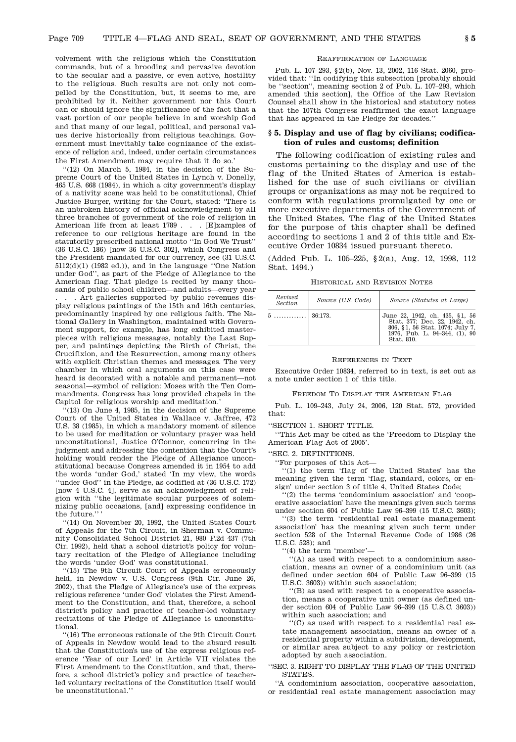volvement with the religious which the Constitution commands, but of a brooding and pervasive devotion to the secular and a passive, or even active, hostility to the religious. Such results are not only not compelled by the Constitution, but, it seems to me, are prohibited by it. Neither government nor this Court can or should ignore the significance of the fact that a vast portion of our people believe in and worship God and that many of our legal, political, and personal values derive historically from religious teachings. Government must inevitably take cognizance of the existence of religion and, indeed, under certain circumstances the First Amendment may require that it do so.'

''(12) On March 5, 1984, in the decision of the Supreme Court of the United States in Lynch v. Donelly, 465 U.S. 668 (1984), in which a city government's display of a nativity scene was held to be constitutional, Chief Justice Burger, writing for the Court, stated: 'There is an unbroken history of official acknowledgment by all three branches of government of the role of religion in American life from at least 1789 . . . [E]xamples of reference to our religious heritage are found in the statutorily prescribed national motto ''In God We Trust'' (36 U.S.C. 186) [now 36 U.S.C. 302], which Congress and the President mandated for our currency, see (31 U.S.C. 5112(d)(1) (1982 ed.)), and in the language ''One Nation under God'', as part of the Pledge of Allegiance to the American flag. That pledge is recited by many thousands of public school children—and adults—every year . . . Art galleries supported by public revenues display religious paintings of the 15th and 16th centuries, predominantly inspired by one religious faith. The National Gallery in Washington, maintained with Government support, for example, has long exhibited masterpieces with religious messages, notably the Last Supper, and paintings depicting the Birth of Christ, the Crucifixion, and the Resurrection, among many others with explicit Christian themes and messages. The very chamber in which oral arguments on this case were heard is decorated with a notable and permanent—not seasonal—symbol of religion: Moses with the Ten Commandments. Congress has long provided chapels in the Capitol for religious worship and meditation.'

''(13) On June 4, 1985, in the decision of the Supreme Court of the United States in Wallace v. Jaffree, 472 U.S. 38 (1985), in which a mandatory moment of silence to be used for meditation or voluntary prayer was held unconstitutional, Justice O'Connor, concurring in the judgment and addressing the contention that the Court's holding would render the Pledge of Allegiance unconstitutional because Congress amended it in 1954 to add the words 'under God,' stated 'In my view, the words ''under God'' in the Pledge, as codified at (36 U.S.C. 172) [now 4 U.S.C. 4], serve as an acknowledgment of religion with ''the legitimate secular purposes of solemnizing public occasions, [and] expressing confidence in the future.'' '

''(14) On November 20, 1992, the United States Court of Appeals for the 7th Circuit, in Sherman v. Community Consolidated School District 21, 980 F.2d 437 (7th Cir. 1992), held that a school district's policy for voluntary recitation of the Pledge of Allegiance including the words 'under God' was constitutional.

''(15) The 9th Circuit Court of Appeals erroneously held, in Newdow v. U.S. Congress (9th Cir. June 26, 2002), that the Pledge of Allegiance's use of the express religious reference 'under God' violates the First Amendment to the Constitution, and that, therefore, a school district's policy and practice of teacher-led voluntary recitations of the Pledge of Allegiance is unconstitutional.

''(16) The erroneous rationale of the 9th Circuit Court of Appeals in Newdow would lead to the absurd result that the Constitution's use of the express religious reference 'Year of our Lord' in Article VII violates the First Amendment to the Constitution, and that, therefore, a school district's policy and practice of teacher-led voluntary recitations of the Constitution itself would be unconstitutional.''

REAFFIRMATION OF LANGUAGE

Pub. L. 107–293, §2(b), Nov. 13, 2002, 116 Stat. 2060, provided that: ''In codifying this subsection [probably should be ''section'', meaning section 2 of Pub. L. 107–293, which amended this section], the Office of the Law Revision Counsel shall show in the historical and statutory notes that the 107th Congress reaffirmed the exact language that has appeared in the Pledge for decades.''

## § 5. Display and use of flag by civilians; codification of rules and customs; definition

The following codification of existing rules and customs pertaining to the display and use of the flag of the United States of America is established for the use of such civilians or civilian groups or organizations as may not be required to conform with regulations promulgated by one or more executive departments of the Government of the United States. The flag of the United States for the purpose of this chapter shall be defined according to sections 1 and 2 of this title and Executive Order 10834 issued pursuant thereto.

(Added Pub. L. 105–225, §2(a), Aug. 12, 1998, 112 Stat. 1494.)

HISTORICAL AND REVISION NOTES

| *Revised Section* | *Source (U.S. Code)* | *Source (Statutes at Large)* |
|---|---|---|
| 5 ............ | 36:173. | June 22, 1942, ch. 435, §1, 56 Stat. 377; Dec. 22, 1942, ch. 806, §1, 56 Stat. 1074; July 7, 1976, Pub. L. 94–344, (1), 90 Stat. 810. |

REFERENCES IN TEXT

Executive Order 10834, referred to in text, is set out as a note under section 1 of this title.

FREEDOM TO DISPLAY THE AMERICAN FLAG

Pub. L. 109–243, July 24, 2006, 120 Stat. 572, provided that:

''SECTION 1. SHORT TITLE.

''This Act may be cited as the 'Freedom to Display the American Flag Act of 2005'.

''SEC. 2. DEFINITIONS.

''For purposes of this Act—

''(1) the term 'flag of the United States' has the meaning given the term 'flag, standard, colors, or ensign' under section 3 of title 4, United States Code;

''(2) the terms 'condominium association' and 'cooperative association' have the meanings given such terms under section 604 of Public Law 96–399 (15 U.S.C. 3603);

''(3) the term 'residential real estate management association' has the meaning given such term under section 528 of the Internal Revenue Code of 1986 (26 U.S.C. 528); and

''(4) the term 'member'—

''(A) as used with respect to a condominium association, means an owner of a condominium unit (as defined under section 604 of Public Law 96–399 (15 U.S.C. 3603)) within such association;

''(B) as used with respect to a cooperative association, means a cooperative unit owner (as defined under section 604 of Public Law 96–399 (15 U.S.C. 3603)) within such association; and

''(C) as used with respect to a residential real estate management association, means an owner of a residential property within a subdivision, development, or similar area subject to any policy or restriction adopted by such association.

''SEC. 3. RIGHT TO DISPLAY THE FLAG OF THE UNITED STATES.

''A condominium association, cooperative association, or residential real estate management association may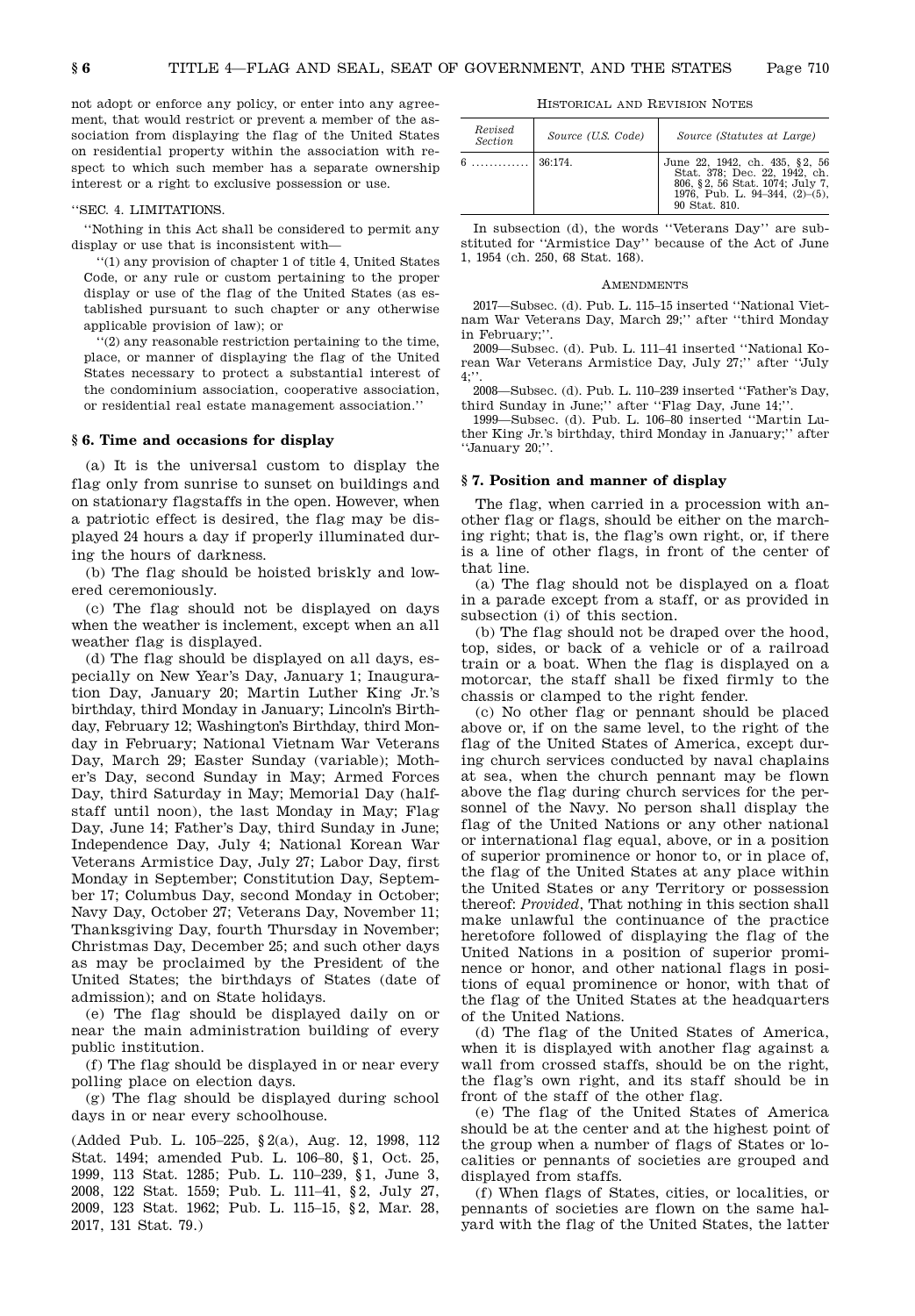not adopt or enforce any policy, or enter into any agreement, that would restrict or prevent a member of the association from displaying the flag of the United States on residential property within the association with respect to which such member has a separate ownership interest or a right to exclusive possession or use.

''SEC. 4. LIMITATIONS.

''Nothing in this Act shall be considered to permit any display or use that is inconsistent with—

''(1) any provision of chapter 1 of title 4, United States Code, or any rule or custom pertaining to the proper display or use of the flag of the United States (as established pursuant to such chapter or any otherwise applicable provision of law); or

''(2) any reasonable restriction pertaining to the time, place, or manner of displaying the flag of the United States necessary to protect a substantial interest of the condominium association, cooperative association, or residential real estate management association.''

### § 6. Time and occasions for display

(a) It is the universal custom to display the flag only from sunrise to sunset on buildings and on stationary flagstaffs in the open. However, when a patriotic effect is desired, the flag may be displayed 24 hours a day if properly illuminated during the hours of darkness.

(b) The flag should be hoisted briskly and lowered ceremoniously.

(c) The flag should not be displayed on days when the weather is inclement, except when an all weather flag is displayed.

(d) The flag should be displayed on all days, especially on New Year's Day, January 1; Inauguration Day, January 20; Martin Luther King Jr.'s birthday, third Monday in January; Lincoln's Birthday, February 12; Washington's Birthday, third Monday in February; National Vietnam War Veterans Day, March 29; Easter Sunday (variable); Mother's Day, second Sunday in May; Armed Forces Day, third Saturday in May; Memorial Day (half-staff until noon), the last Monday in May; Flag Day, June 14; Father's Day, third Sunday in June; Independence Day, July 4; National Korean War Veterans Armistice Day, July 27; Labor Day, first Monday in September; Constitution Day, September 17; Columbus Day, second Monday in October; Navy Day, October 27; Veterans Day, November 11; Thanksgiving Day, fourth Thursday in November; Christmas Day, December 25; and such other days as may be proclaimed by the President of the United States; the birthdays of States (date of admission); and on State holidays.

(e) The flag should be displayed daily on or near the main administration building of every public institution.

(f) The flag should be displayed in or near every polling place on election days.

(g) The flag should be displayed during school days in or near every schoolhouse.

(Added Pub. L. 105–225, §2(a), Aug. 12, 1998, 112 Stat. 1494; amended Pub. L. 106–80, §1, Oct. 25, 1999, 113 Stat. 1285; Pub. L. 110–239, §1, June 3, 2008, 122 Stat. 1559; Pub. L. 111–41, §2, July 27, 2009, 123 Stat. 1962; Pub. L. 115–15, §2, Mar. 28, 2017, 131 Stat. 79.)

HISTORICAL AND REVISION NOTES

| *Revised Section* | *Source (U.S. Code)* | *Source (Statutes at Large)* |
|---|---|---|
| 6 ............. | 36:174. | June 22, 1942, ch. 435, §2, 56 Stat. 378; Dec. 22, 1942, ch. 806, §2, 56 Stat. 1074; July 7, 1976, Pub. L. 94–344, (2)–(5), 90 Stat. 810. |

In subsection (d), the words ''Veterans Day'' are substituted for ''Armistice Day'' because of the Act of June 1, 1954 (ch. 250, 68 Stat. 168).

AMENDMENTS

2017—Subsec. (d). Pub. L. 115–15 inserted ''National Vietnam War Veterans Day, March 29;'' after ''third Monday in February;''.

2009—Subsec. (d). Pub. L. 111–41 inserted ''National Korean War Veterans Armistice Day, July 27;'' after ''July 4;''.

2008—Subsec. (d). Pub. L. 110–239 inserted ''Father's Day, third Sunday in June;'' after ''Flag Day, June 14;''.

1999—Subsec. (d). Pub. L. 106–80 inserted ''Martin Luther King Jr.'s birthday, third Monday in January;'' after ''January 20;''.

### § 7. Position and manner of display

The flag, when carried in a procession with another flag or flags, should be either on the marching right; that is, the flag's own right, or, if there is a line of other flags, in front of the center of that line.

(a) The flag should not be displayed on a float in a parade except from a staff, or as provided in subsection (i) of this section.

(b) The flag should not be draped over the hood, top, sides, or back of a vehicle or of a railroad train or a boat. When the flag is displayed on a motorcar, the staff shall be fixed firmly to the chassis or clamped to the right fender.

(c) No other flag or pennant should be placed above or, if on the same level, to the right of the flag of the United States of America, except during church services conducted by naval chaplains at sea, when the church pennant may be flown above the flag during church services for the personnel of the Navy. No person shall display the flag of the United Nations or any other national or international flag equal, above, or in a position of superior prominence or honor to, or in place of, the flag of the United States at any place within the United States or any Territory or possession thereof: *Provided*, That nothing in this section shall make unlawful the continuance of the practice heretofore followed of displaying the flag of the United Nations in a position of superior prominence or honor, and other national flags in positions of equal prominence or honor, with that of the flag of the United States at the headquarters of the United Nations.

(d) The flag of the United States of America, when it is displayed with another flag against a wall from crossed staffs, should be on the right, the flag's own right, and its staff should be in front of the staff of the other flag.

(e) The flag of the United States of America should be at the center and at the highest point of the group when a number of flags of States or localities or pennants of societies are grouped and displayed from staffs.

(f) When flags of States, cities, or localities, or pennants of societies are flown on the same halyard with the flag of the United States, the latter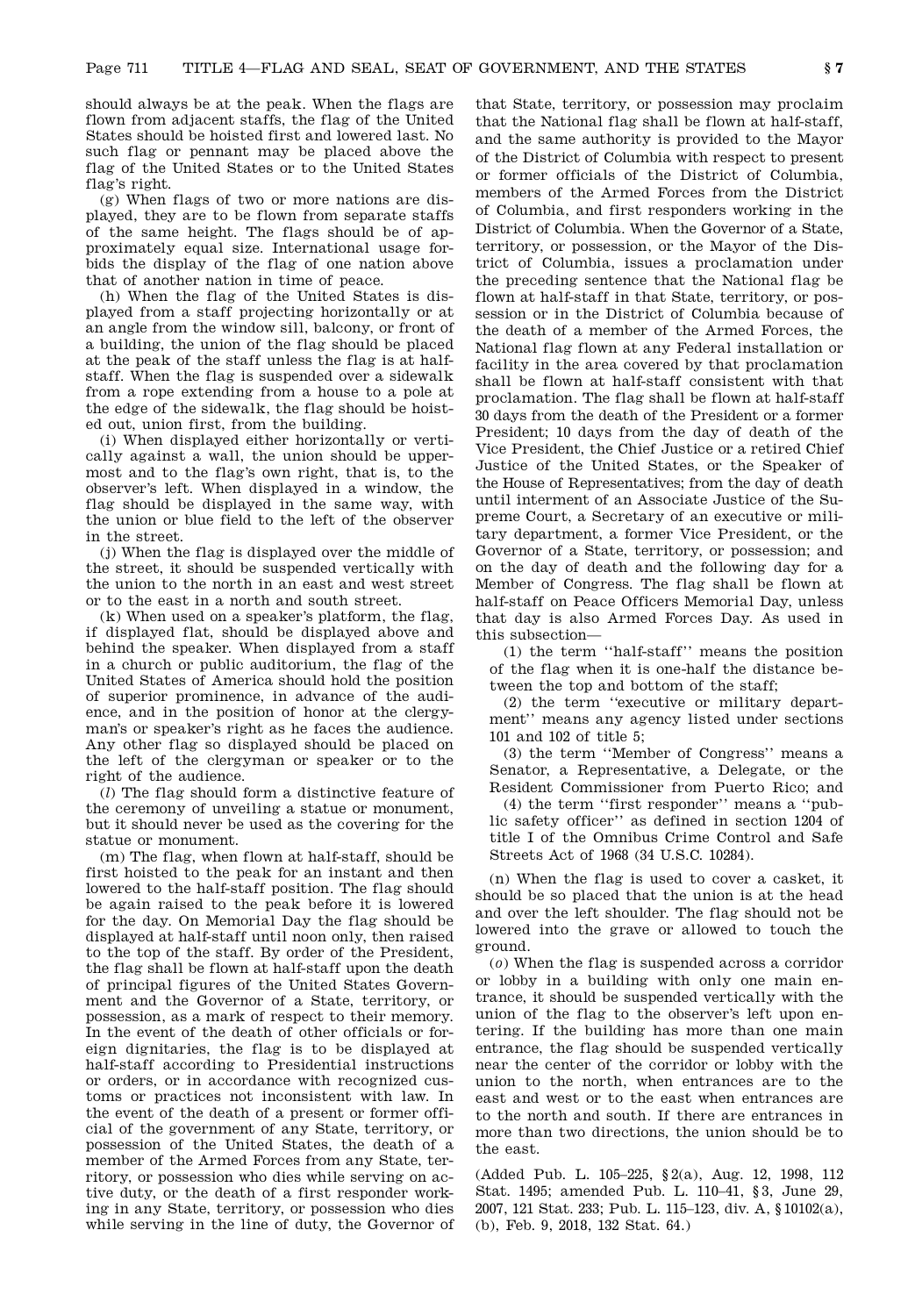should always be at the peak. When the flags are flown from adjacent staffs, the flag of the United States should be hoisted first and lowered last. No such flag or pennant may be placed above the flag of the United States or to the United States flag's right.

(g) When flags of two or more nations are displayed, they are to be flown from separate staffs of the same height. The flags should be of approximately equal size. International usage forbids the display of the flag of one nation above that of another nation in time of peace.

(h) When the flag of the United States is displayed from a staff projecting horizontally or at an angle from the window sill, balcony, or front of a building, the union of the flag should be placed at the peak of the staff unless the flag is at half-staff. When the flag is suspended over a sidewalk from a rope extending from a house to a pole at the edge of the sidewalk, the flag should be hoisted out, union first, from the building.

(i) When displayed either horizontally or vertically against a wall, the union should be uppermost and to the flag's own right, that is, to the observer's left. When displayed in a window, the flag should be displayed in the same way, with the union or blue field to the left of the observer in the street.

(j) When the flag is displayed over the middle of the street, it should be suspended vertically with the union to the north in an east and west street or to the east in a north and south street.

(k) When used on a speaker's platform, the flag, if displayed flat, should be displayed above and behind the speaker. When displayed from a staff in a church or public auditorium, the flag of the United States of America should hold the position of superior prominence, in advance of the audience, and in the position of honor at the clergyman's or speaker's right as he faces the audience. Any other flag so displayed should be placed on the left of the clergyman or speaker or to the right of the audience.

(*l*) The flag should form a distinctive feature of the ceremony of unveiling a statue or monument, but it should never be used as the covering for the statue or monument.

(m) The flag, when flown at half-staff, should be first hoisted to the peak for an instant and then lowered to the half-staff position. The flag should be again raised to the peak before it is lowered for the day. On Memorial Day the flag should be displayed at half-staff until noon only, then raised to the top of the staff. By order of the President, the flag shall be flown at half-staff upon the death of principal figures of the United States Government and the Governor of a State, territory, or possession, as a mark of respect to their memory. In the event of the death of other officials or foreign dignitaries, the flag is to be displayed at half-staff according to Presidential instructions or orders, or in accordance with recognized customs or practices not inconsistent with law. In the event of the death of a present or former official of the government of any State, territory, or possession of the United States, the death of a member of the Armed Forces from any State, territory, or possession who dies while serving on active duty, or the death of a first responder working in any State, territory, or possession who dies while serving in the line of duty, the Governor of that State, territory, or possession may proclaim that the National flag shall be flown at half-staff, and the same authority is provided to the Mayor of the District of Columbia with respect to present or former officials of the District of Columbia, members of the Armed Forces from the District of Columbia, and first responders working in the District of Columbia. When the Governor of a State, territory, or possession, or the Mayor of the District of Columbia, issues a proclamation under the preceding sentence that the National flag be flown at half-staff in that State, territory, or possession or in the District of Columbia because of the death of a member of the Armed Forces, the National flag flown at any Federal installation or facility in the area covered by that proclamation shall be flown at half-staff consistent with that proclamation. The flag shall be flown at half-staff 30 days from the death of the President or a former President; 10 days from the day of death of the Vice President, the Chief Justice or a retired Chief Justice of the United States, or the Speaker of the House of Representatives; from the day of death until interment of an Associate Justice of the Supreme Court, a Secretary of an executive or military department, a former Vice President, or the Governor of a State, territory, or possession; and on the day of death and the following day for a Member of Congress. The flag shall be flown at half-staff on Peace Officers Memorial Day, unless that day is also Armed Forces Day. As used in this subsection—

(1) the term ''half-staff'' means the position of the flag when it is one-half the distance between the top and bottom of the staff;

(2) the term ''executive or military department'' means any agency listed under sections 101 and 102 of title 5;

(3) the term ''Member of Congress'' means a Senator, a Representative, a Delegate, or the Resident Commissioner from Puerto Rico; and

(4) the term ''first responder'' means a ''public safety officer'' as defined in section 1204 of title I of the Omnibus Crime Control and Safe Streets Act of 1968 (34 U.S.C. 10284).

(n) When the flag is used to cover a casket, it should be so placed that the union is at the head and over the left shoulder. The flag should not be lowered into the grave or allowed to touch the ground.

(*o*) When the flag is suspended across a corridor or lobby in a building with only one main entrance, it should be suspended vertically with the union of the flag to the observer's left upon entering. If the building has more than one main entrance, the flag should be suspended vertically near the center of the corridor or lobby with the union to the north, when entrances are to the east and west or to the east when entrances are to the north and south. If there are entrances in more than two directions, the union should be to the east.

(Added Pub. L. 105–225, §2(a), Aug. 12, 1998, 112 Stat. 1495; amended Pub. L. 110–41, §3, June 29, 2007, 121 Stat. 233; Pub. L. 115–123, div. A, §10102(a), (b), Feb. 9, 2018, 132 Stat. 64.)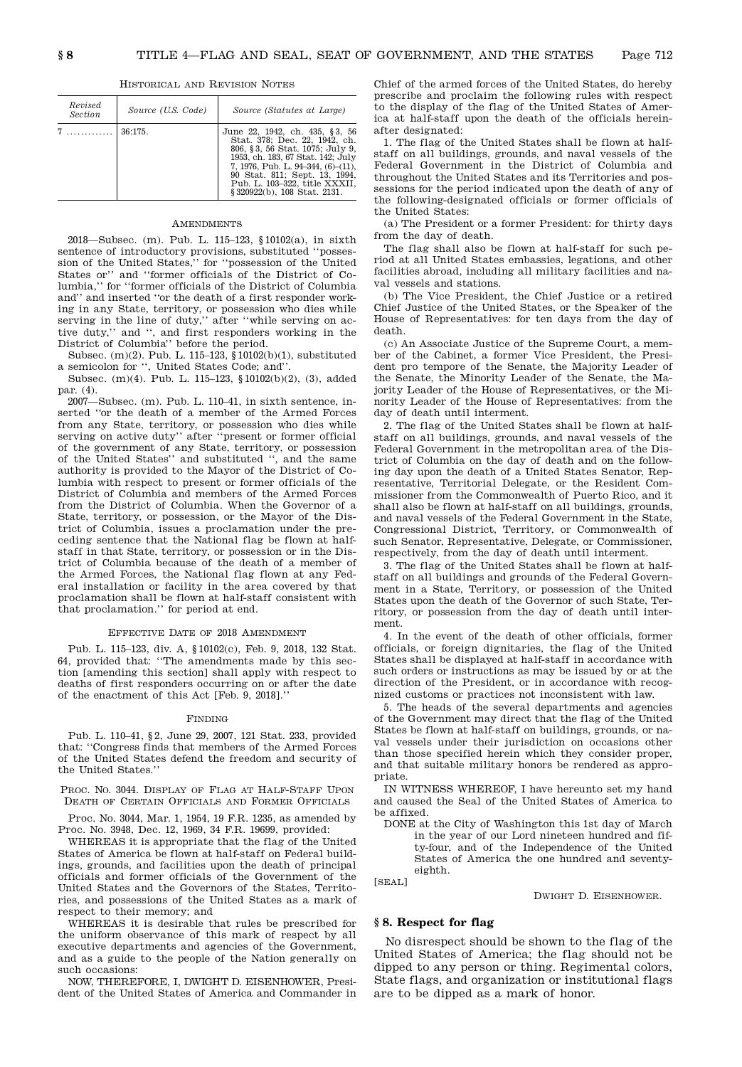HISTORICAL AND REVISION NOTES

| Revised Section | Source (U.S. Code) | Source (Statutes at Large) |
|---|---|---|
| 7 ............ | 36:175. | June 22, 1942, ch. 435, §3, 56 Stat. 378; Dec. 22, 1942, ch. 806, §3, 56 Stat. 1075; July 9, 1953, ch. 183, 67 Stat. 142; July 7, 1976, Pub. L. 94–344, (6)–(11), 90 Stat. 811; Sept. 13, 1994, Pub. L. 103–322, title XXXII, §320922(b), 108 Stat. 2131. |

AMENDMENTS

2018—Subsec. (m). Pub. L. 115–123, §10102(a), in sixth sentence of introductory provisions, substituted ''possession of the United States,'' for ''possession of the United States or'' and ''former officials of the District of Columbia,'' for ''former officials of the District of Columbia and'' and inserted ''or the death of a first responder working in any State, territory, or possession who dies while serving in the line of duty,'' after ''while serving on active duty,'' and '', and first responders working in the District of Columbia'' before the period.

Subsec. (m)(2). Pub. L. 115–123, §10102(b)(1), substituted a semicolon for '', United States Code; and''.

Subsec. (m)(4). Pub. L. 115–123, §10102(b)(2), (3), added par. (4).

2007—Subsec. (m). Pub. L. 110–41, in sixth sentence, inserted ''or the death of a member of the Armed Forces from any State, territory, or possession who dies while serving on active duty'' after ''present or former official of the government of any State, territory, or possession of the United States'' and substituted '', and the same authority is provided to the Mayor of the District of Columbia with respect to present or former officials of the District of Columbia and members of the Armed Forces from the District of Columbia. When the Governor of a State, territory, or possession, or the Mayor of the District of Columbia, issues a proclamation under the preceding sentence that the National flag be flown at half-staff in that State, territory, or possession or in the District of Columbia because of the death of a member of the Armed Forces, the National flag flown at any Federal installation or facility in the area covered by that proclamation shall be flown at half-staff consistent with that proclamation.'' for period at end.

EFFECTIVE DATE OF 2018 AMENDMENT

Pub. L. 115–123, div. A, §10102(c), Feb. 9, 2018, 132 Stat. 64, provided that: ''The amendments made by this section [amending this section] shall apply with respect to deaths of first responders occurring on or after the date of the enactment of this Act [Feb. 9, 2018].''

FINDING

Pub. L. 110–41, §2, June 29, 2007, 121 Stat. 233, provided that: ''Congress finds that members of the Armed Forces of the United States defend the freedom and security of the United States.''

PROC. NO. 3044. DISPLAY OF FLAG AT HALF-STAFF UPON DEATH OF CERTAIN OFFICIALS AND FORMER OFFICIALS

Proc. No. 3044, Mar. 1, 1954, 19 F.R. 1235, as amended by Proc. No. 3948, Dec. 12, 1969, 34 F.R. 19699, provided:

WHEREAS it is appropriate that the flag of the United States of America be flown at half-staff on Federal buildings, grounds, and facilities upon the death of principal officials and former officials of the Government of the United States and the Governors of the States, Territories, and possessions of the United States as a mark of respect to their memory; and

WHEREAS it is desirable that rules be prescribed for the uniform observance of this mark of respect by all executive departments and agencies of the Government, and as a guide to the people of the Nation generally on such occasions:

NOW, THEREFORE, I, DWIGHT D. EISENHOWER, President of the United States of America and Commander in Chief of the armed forces of the United States, do hereby prescribe and proclaim the following rules with respect to the display of the flag of the United States of America at half-staff upon the death of the officials hereinafter designated:

1. The flag of the United States shall be flown at half-staff on all buildings, grounds, and naval vessels of the Federal Government in the District of Columbia and throughout the United States and its Territories and possessions for the period indicated upon the death of any of the following-designated officials or former officials of the United States:

(a) The President or a former President: for thirty days from the day of death.

The flag shall also be flown at half-staff for such period at all United States embassies, legations, and other facilities abroad, including all military facilities and naval vessels and stations.

(b) The Vice President, the Chief Justice or a retired Chief Justice of the United States, or the Speaker of the House of Representatives: for ten days from the day of death.

(c) An Associate Justice of the Supreme Court, a member of the Cabinet, a former Vice President, the President pro tempore of the Senate, the Majority Leader of the Senate, the Minority Leader of the Senate, the Majority Leader of the House of Representatives, or the Minority Leader of the House of Representatives: from the day of death until interment.

2. The flag of the United States shall be flown at half-staff on all buildings, grounds, and naval vessels of the Federal Government in the metropolitan area of the District of Columbia on the day of death and on the following day upon the death of a United States Senator, Representative, Territorial Delegate, or the Resident Commissioner from the Commonwealth of Puerto Rico, and it shall also be flown at half-staff on all buildings, grounds, and naval vessels of the Federal Government in the State, Congressional District, Territory, or Commonwealth of such Senator, Representative, Delegate, or Commissioner, respectively, from the day of death until interment.

3. The flag of the United States shall be flown at half-staff on all buildings and grounds of the Federal Government in a State, Territory, or possession of the United States upon the death of the Governor of such State, Territory, or possession from the day of death until interment.

4. In the event of the death of other officials, former officials, or foreign dignitaries, the flag of the United States shall be displayed at half-staff in accordance with such orders or instructions as may be issued by or at the direction of the President, or in accordance with recognized customs or practices not inconsistent with law.

5. The heads of the several departments and agencies of the Government may direct that the flag of the United States be flown at half-staff on buildings, grounds, or naval vessels under their jurisdiction on occasions other than those specified herein which they consider proper, and that suitable military honors be rendered as appropriate.

IN WITNESS WHEREOF, I have hereunto set my hand and caused the Seal of the United States of America to be affixed.

DONE at the City of Washington this 1st day of March in the year of our Lord nineteen hundred and fifty-four, and of the Independence of the United States of America the one hundred and seventy-eighth.

[SEAL]

DWIGHT D. EISENHOWER.

## § 8. Respect for flag

No disrespect should be shown to the flag of the United States of America; the flag should not be dipped to any person or thing. Regimental colors, State flags, and organization or institutional flags are to be dipped as a mark of honor.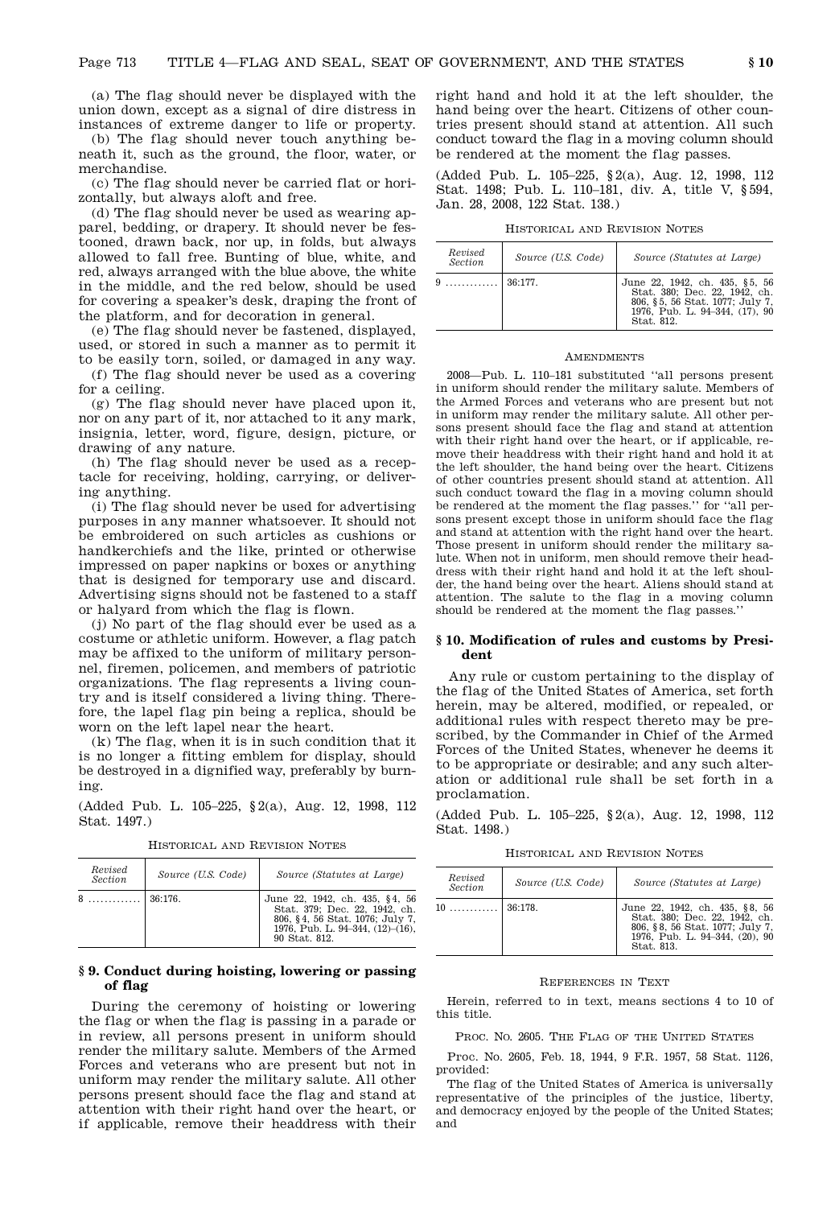(a) The flag should never be displayed with the union down, except as a signal of dire distress in instances of extreme danger to life or property.

(b) The flag should never touch anything beneath it, such as the ground, the floor, water, or merchandise.

(c) The flag should never be carried flat or horizontally, but always aloft and free.

(d) The flag should never be used as wearing apparel, bedding, or drapery. It should never be festooned, drawn back, nor up, in folds, but always allowed to fall free. Bunting of blue, white, and red, always arranged with the blue above, the white in the middle, and the red below, should be used for covering a speaker's desk, draping the front of the platform, and for decoration in general.

(e) The flag should never be fastened, displayed, used, or stored in such a manner as to permit it to be easily torn, soiled, or damaged in any way.

(f) The flag should never be used as a covering for a ceiling.

(g) The flag should never have placed upon it, nor on any part of it, nor attached to it any mark, insignia, letter, word, figure, design, picture, or drawing of any nature.

(h) The flag should never be used as a receptacle for receiving, holding, carrying, or delivering anything.

(i) The flag should never be used for advertising purposes in any manner whatsoever. It should not be embroidered on such articles as cushions or handkerchiefs and the like, printed or otherwise impressed on paper napkins or boxes or anything that is designed for temporary use and discard. Advertising signs should not be fastened to a staff or halyard from which the flag is flown.

(j) No part of the flag should ever be used as a costume or athletic uniform. However, a flag patch may be affixed to the uniform of military personnel, firemen, policemen, and members of patriotic organizations. The flag represents a living country and is itself considered a living thing. Therefore, the lapel flag pin being a replica, should be worn on the left lapel near the heart.

(k) The flag, when it is in such condition that it is no longer a fitting emblem for display, should be destroyed in a dignified way, preferably by burning.

(Added Pub. L. 105–225, §2(a), Aug. 12, 1998, 112 Stat. 1497.)

HISTORICAL AND REVISION NOTES

| Revised Section | Source (U.S. Code) | Source (Statutes at Large) |
|---|---|---|
| 8 | 36:176. | June 22, 1942, ch. 435, §4, 56 Stat. 379; Dec. 22, 1942, ch. 806, §4, 56 Stat. 1076; July 7, 1976, Pub. L. 94–344, (12)–(16), 90 Stat. 812. |

### § 9. Conduct during hoisting, lowering or passing of flag

During the ceremony of hoisting or lowering the flag or when the flag is passing in a parade or in review, all persons present in uniform should render the military salute. Members of the Armed Forces and veterans who are present but not in uniform may render the military salute. All other persons present should face the flag and stand at attention with their right hand over the heart, or if applicable, remove their headdress with their right hand and hold it at the left shoulder, the hand being over the heart. Citizens of other countries present should stand at attention. All such conduct toward the flag in a moving column should be rendered at the moment the flag passes.

(Added Pub. L. 105–225, §2(a), Aug. 12, 1998, 112 Stat. 1498; Pub. L. 110–181, div. A, title V, §594, Jan. 28, 2008, 122 Stat. 138.)

HISTORICAL AND REVISION NOTES

| Revised Section | Source (U.S. Code) | Source (Statutes at Large) |
|---|---|---|
| 9 | 36:177. | June 22, 1942, ch. 435, §5, 56 Stat. 380; Dec. 22, 1942, ch. 806, §5, 56 Stat. 1077; July 7, 1976, Pub. L. 94–344, (17), 90 Stat. 812. |

AMENDMENTS

2008—Pub. L. 110–181 substituted "all persons present in uniform should render the military salute. Members of the Armed Forces and veterans who are present but not in uniform may render the military salute. All other persons present should face the flag and stand at attention with their right hand over the heart, or if applicable, remove their headdress with their right hand and hold it at the left shoulder, the hand being over the heart. Citizens of other countries present should stand at attention. All such conduct toward the flag in a moving column should be rendered at the moment the flag passes." for "all persons present except those in uniform should face the flag and stand at attention with the right hand over the heart. Those present in uniform should render the military salute. When not in uniform, men should remove their headdress with their right hand and hold it at the left shoulder, the hand being over the heart. Aliens should stand at attention. The salute to the flag in a moving column should be rendered at the moment the flag passes."

### § 10. Modification of rules and customs by President

Any rule or custom pertaining to the display of the flag of the United States of America, set forth herein, may be altered, modified, or repealed, or additional rules with respect thereto may be prescribed, by the Commander in Chief of the Armed Forces of the United States, whenever he deems it to be appropriate or desirable; and any such alteration or additional rule shall be set forth in a proclamation.

(Added Pub. L. 105–225, §2(a), Aug. 12, 1998, 112 Stat. 1498.)

HISTORICAL AND REVISION NOTES

| Revised Section | Source (U.S. Code) | Source (Statutes at Large) |
|---|---|---|
| 10 | 36:178. | June 22, 1942, ch. 435, §8, 56 Stat. 380; Dec. 22, 1942, ch. 806, §8, 56 Stat. 1077; July 7, 1976, Pub. L. 94–344, (20), 90 Stat. 813. |

REFERENCES IN TEXT

Herein, referred to in text, means sections 4 to 10 of this title.

PROC. NO. 2605. THE FLAG OF THE UNITED STATES

Proc. No. 2605, Feb. 18, 1944, 9 F.R. 1957, 58 Stat. 1126, provided:

The flag of the United States of America is universally representative of the principles of the justice, liberty, and democracy enjoyed by the people of the United States; and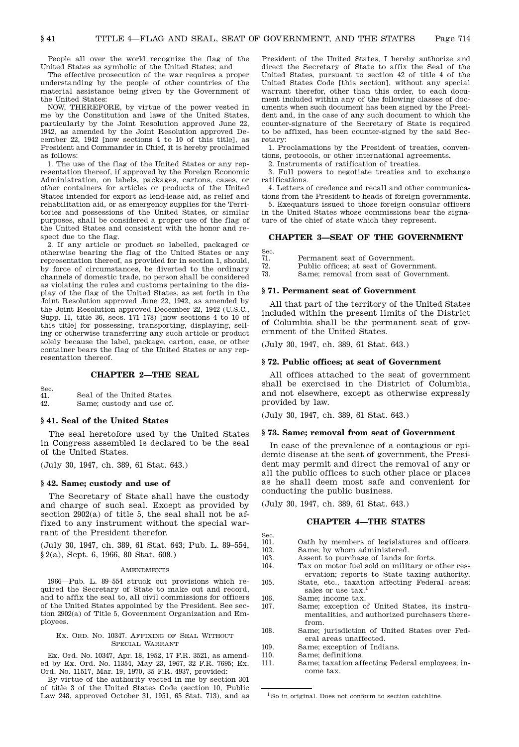People all over the world recognize the flag of the United States as symbolic of the United States; and

The effective prosecution of the war requires a proper understanding by the people of other countries of the material assistance being given by the Government of the United States:

NOW, THEREFORE, by virtue of the power vested in me by the Constitution and laws of the United States, particularly by the Joint Resolution approved June 22, 1942, as amended by the Joint Resolution approved December 22, 1942 [now sections 4 to 10 of this title], as President and Commander in Chief, it is hereby proclaimed as follows:

1. The use of the flag of the United States or any representation thereof, if approved by the Foreign Economic Administration, on labels, packages, cartons, cases, or other containers for articles or products of the United States intended for export as lend-lease aid, as relief and rehabilitation aid, or as emergency supplies for the Territories and possessions of the United States, or similar purposes, shall be considered a proper use of the flag of the United States and consistent with the honor and respect due to the flag.

2. If any article or product so labelled, packaged or otherwise bearing the flag of the United States or any representation thereof, as provided for in section 1, should, by force of circumstances, be diverted to the ordinary channels of domestic trade, no person shall be considered as violating the rules and customs pertaining to the display of the flag of the United States, as set forth in the Joint Resolution approved June 22, 1942, as amended by the Joint Resolution approved December 22, 1942 (U.S.C., Supp. II, title 36, secs. 171–178) [now sections 4 to 10 of this title] for possessing, transporting, displaying, selling or otherwise transferring any such article or product solely because the label, package, carton, case, or other container bears the flag of the United States or any representation thereof.

## CHAPTER 2—THE SEAL

Sec.
41. Seal of the United States.
42. Same; custody and use of.

### § 41. Seal of the United States

The seal heretofore used by the United States in Congress assembled is declared to be the seal of the United States.

(July 30, 1947, ch. 389, 61 Stat. 643.)

### § 42. Same; custody and use of

The Secretary of State shall have the custody and charge of such seal. Except as provided by section 2902(a) of title 5, the seal shall not be affixed to any instrument without the special warrant of the President therefor.

(July 30, 1947, ch. 389, 61 Stat. 643; Pub. L. 89–554, §2(a), Sept. 6, 1966, 80 Stat. 608.)

AMENDMENTS

1966—Pub. L. 89–554 struck out provisions which required the Secretary of State to make out and record, and to affix the seal to, all civil commissions for officers of the United States appointed by the President. See section 2902(a) of Title 5, Government Organization and Employees.

EX. ORD. NO. 10347. AFFIXING OF SEAL WITHOUT SPECIAL WARRANT

Ex. Ord. No. 10347, Apr. 18, 1952, 17 F.R. 3521, as amended by Ex. Ord. No. 11354, May 23, 1967, 32 F.R. 7695; Ex. Ord. No. 11517, Mar. 19, 1970, 35 F.R. 4937, provided:

By virtue of the authority vested in me by section 301 of title 3 of the United States Code (section 10, Public Law 248, approved October 31, 1951, 65 Stat. 713), and as President of the United States, I hereby authorize and direct the Secretary of State to affix the Seal of the United States, pursuant to section 42 of title 4 of the United States Code [this section], without any special warrant therefor, other than this order, to each document included within any of the following classes of documents when such document has been signed by the President and, in the case of any such document to which the counter-signature of the Secretary of State is required to be affixed, has been counter-signed by the said Secretary:

1. Proclamations by the President of treaties, conventions, protocols, or other international agreements.
2. Instruments of ratification of treaties.
3. Full powers to negotiate treaties and to exchange ratifications.
4. Letters of credence and recall and other communications from the President to heads of foreign governments.
5. Exequaturs issued to those foreign consular officers in the United States whose commissions bear the signature of the chief of state which they represent.

## CHAPTER 3—SEAT OF THE GOVERNMENT

Sec.
71. Permanent seat of Government.
72. Public offices; at seat of Government.
73. Same; removal from seat of Government.

### § 71. Permanent seat of Government

All that part of the territory of the United States included within the present limits of the District of Columbia shall be the permanent seat of government of the United States.

(July 30, 1947, ch. 389, 61 Stat. 643.)

### § 72. Public offices; at seat of Government

All offices attached to the seat of government shall be exercised in the District of Columbia, and not elsewhere, except as otherwise expressly provided by law.

(July 30, 1947, ch. 389, 61 Stat. 643.)

### § 73. Same; removal from seat of Government

In case of the prevalence of a contagious or epidemic disease at the seat of government, the President may permit and direct the removal of any or all the public offices to such other place or places as he shall deem most safe and convenient for conducting the public business.

(July 30, 1947, ch. 389, 61 Stat. 643.)

## CHAPTER 4—THE STATES

Sec.
101. Oath by members of legislatures and officers.
102. Same; by whom administered.
103. Assent to purchase of lands for forts.
104. Tax on motor fuel sold on military or other reservation; reports to State taxing authority.
105. State, etc., taxation affecting Federal areas; sales or use tax.[1]
106. Same; income tax.
107. Same; exception of United States, its instrumentalities, and authorized purchasers therefrom.
108. Same; jurisdiction of United States over Federal areas unaffected.
109. Same; exception of Indians.
110. Same; definitions.
111. Same; taxation affecting Federal employees; income tax.

[1] So in original. Does not conform to section catchline.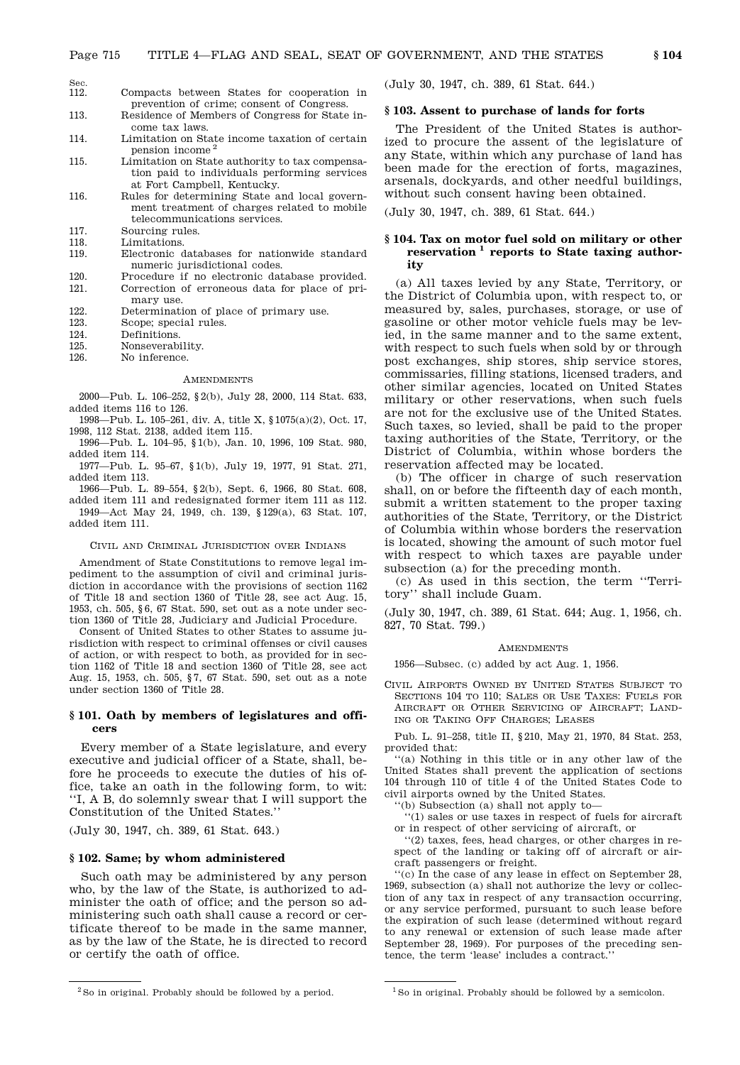| Sec. | |
|---|---|
| 112. | Compacts between States for cooperation in prevention of crime; consent of Congress. |
| 113. | Residence of Members of Congress for State income tax laws. |
| 114. | Limitation on State income taxation of certain pension income [2] |
| 115. | Limitation on State authority to tax compensation paid to individuals performing services at Fort Campbell, Kentucky. |
| 116. | Rules for determining State and local government treatment of charges related to mobile telecommunications services. |
| 117. | Sourcing rules. |
| 118. | Limitations. |
| 119. | Electronic databases for nationwide standard numeric jurisdictional codes. |
| 120. | Procedure if no electronic database provided. |
| 121. | Correction of erroneous data for place of primary use. |
| 122. | Determination of place of primary use. |
| 123. | Scope; special rules. |
| 124. | Definitions. |
| 125. | Nonseverability. |
| 126. | No inference. |

AMENDMENTS

2000—Pub. L. 106–252, §2(b), July 28, 2000, 114 Stat. 633, added items 116 to 126.

1998—Pub. L. 105–261, div. A, title X, §1075(a)(2), Oct. 17, 1998, 112 Stat. 2138, added item 115.

1996—Pub. L. 104–95, §1(b), Jan. 10, 1996, 109 Stat. 980, added item 114.

1977—Pub. L. 95–67, §1(b), July 19, 1977, 91 Stat. 271, added item 113.

1966—Pub. L. 89–554, §2(b), Sept. 6, 1966, 80 Stat. 608, added item 111 and redesignated former item 111 as 112.

1949—Act May 24, 1949, ch. 139, §129(a), 63 Stat. 107, added item 111.

CIVIL AND CRIMINAL JURISDICTION OVER INDIANS

Amendment of State Constitutions to remove legal impediment to the assumption of civil and criminal jurisdiction in accordance with the provisions of section 1162 of Title 18 and section 1360 of Title 28, see act Aug. 15, 1953, ch. 505, §6, 67 Stat. 590, set out as a note under section 1360 of Title 28, Judiciary and Judicial Procedure.

Consent of United States to other States to assume jurisdiction with respect to criminal offenses or civil causes of action, or with respect to both, as provided for in section 1162 of Title 18 and section 1360 of Title 28, see act Aug. 15, 1953, ch. 505, §7, 67 Stat. 590, set out as a note under section 1360 of Title 28.

## § 101. Oath by members of legislatures and officers

Every member of a State legislature, and every executive and judicial officer of a State, shall, before he proceeds to execute the duties of his office, take an oath in the following form, to wit: ''I, A B, do solemnly swear that I will support the Constitution of the United States.''

(July 30, 1947, ch. 389, 61 Stat. 643.)

## § 102. Same; by whom administered

Such oath may be administered by any person who, by the law of the State, is authorized to administer the oath of office; and the person so administering such oath shall cause a record or certificate thereof to be made in the same manner, as by the law of the State, he is directed to record or certify the oath of office.

(July 30, 1947, ch. 389, 61 Stat. 644.)

## § 103. Assent to purchase of lands for forts

The President of the United States is authorized to procure the assent of the legislature of any State, within which any purchase of land has been made for the erection of forts, magazines, arsenals, dockyards, and other needful buildings, without such consent having been obtained.

(July 30, 1947, ch. 389, 61 Stat. 644.)

## § 104. Tax on motor fuel sold on military or other reservation [1] reports to State taxing authority

(a) All taxes levied by any State, Territory, or the District of Columbia upon, with respect to, or measured by, sales, purchases, storage, or use of gasoline or other motor vehicle fuels may be levied, in the same manner and to the same extent, with respect to such fuels when sold by or through post exchanges, ship stores, ship service stores, commissaries, filling stations, licensed traders, and other similar agencies, located on United States military or other reservations, when such fuels are not for the exclusive use of the United States. Such taxes, so levied, shall be paid to the proper taxing authorities of the State, Territory, or the District of Columbia, within whose borders the reservation affected may be located.

(b) The officer in charge of such reservation shall, on or before the fifteenth day of each month, submit a written statement to the proper taxing authorities of the State, Territory, or the District of Columbia within whose borders the reservation is located, showing the amount of such motor fuel with respect to which taxes are payable under subsection (a) for the preceding month.

(c) As used in this section, the term ''Territory'' shall include Guam.

(July 30, 1947, ch. 389, 61 Stat. 644; Aug. 1, 1956, ch. 827, 70 Stat. 799.)

AMENDMENTS

1956—Subsec. (c) added by act Aug. 1, 1956.

CIVIL AIRPORTS OWNED BY UNITED STATES SUBJECT TO SECTIONS 104 TO 110; SALES OR USE TAXES: FUELS FOR AIRCRAFT OR OTHER SERVICING OF AIRCRAFT; LANDING OR TAKING OFF CHARGES; LEASES

Pub. L. 91–258, title II, §210, May 21, 1970, 84 Stat. 253, provided that:

''(a) Nothing in this title or in any other law of the United States shall prevent the application of sections 104 through 110 of title 4 of the United States Code to civil airports owned by the United States.

''(b) Subsection (a) shall not apply to—

''(1) sales or use taxes in respect of fuels for aircraft or in respect of other servicing of aircraft, or

''(2) taxes, fees, head charges, or other charges in respect of the landing or taking off of aircraft or aircraft passengers or freight.

''(c) In the case of any lease in effect on September 28, 1969, subsection (a) shall not authorize the levy or collection of any tax in respect of any transaction occurring, or any service performed, pursuant to such lease before the expiration of such lease (determined without regard to any renewal or extension of such lease made after September 28, 1969). For purposes of the preceding sentence, the term 'lease' includes a contract.''

---

[2] So in original. Probably should be followed by a period.

[1] So in original. Probably should be followed by a semicolon.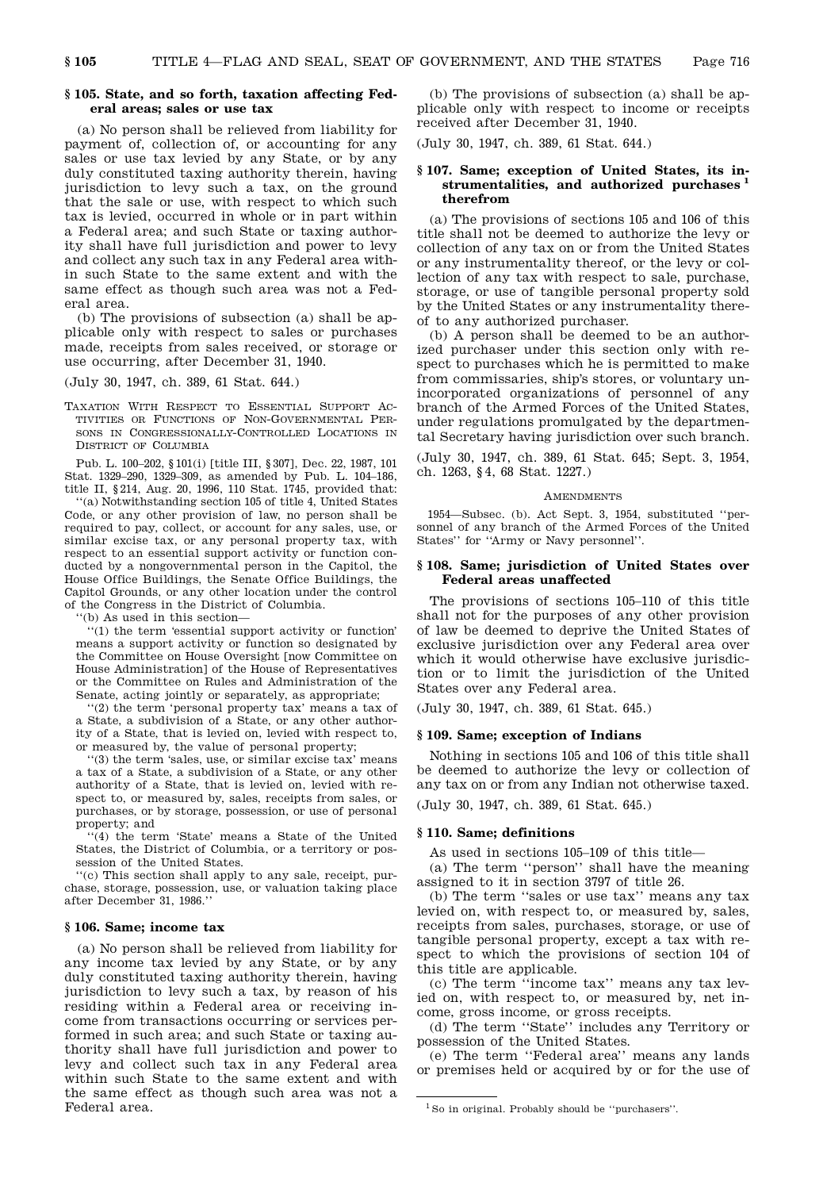### § 105. State, and so forth, taxation affecting Federal areas; sales or use tax

(a) No person shall be relieved from liability for payment of, collection of, or accounting for any sales or use tax levied by any State, or by any duly constituted taxing authority therein, having jurisdiction to levy such a tax, on the ground that the sale or use, with respect to which such tax is levied, occurred in whole or in part within a Federal area; and such State or taxing authority shall have full jurisdiction and power to levy and collect any such tax in any Federal area within such State to the same extent and with the same effect as though such area was not a Federal area.

(b) The provisions of subsection (a) shall be applicable only with respect to sales or purchases made, receipts from sales received, or storage or use occurring, after December 31, 1940.

(July 30, 1947, ch. 389, 61 Stat. 644.)

TAXATION WITH RESPECT TO ESSENTIAL SUPPORT ACTIVITIES OR FUNCTIONS OF NON-GOVERNMENTAL PERSONS IN CONGRESSIONALLY-CONTROLLED LOCATIONS IN DISTRICT OF COLUMBIA

Pub. L. 100–202, § 101(i) [title III, § 307], Dec. 22, 1987, 101 Stat. 1329–290, 1329–309, as amended by Pub. L. 104–186, title II, § 214, Aug. 20, 1996, 110 Stat. 1745, provided that:

''(a) Notwithstanding section 105 of title 4, United States Code, or any other provision of law, no person shall be required to pay, collect, or account for any sales, use, or similar excise tax, or any personal property tax, with respect to an essential support activity or function conducted by a nongovernmental person in the Capitol, the House Office Buildings, the Senate Office Buildings, the Capitol Grounds, or any other location under the control of the Congress in the District of Columbia.

''(b) As used in this section—

''(1) the term 'essential support activity or function' means a support activity or function so designated by the Committee on House Oversight [now Committee on House Administration] of the House of Representatives or the Committee on Rules and Administration of the Senate, acting jointly or separately, as appropriate;

''(2) the term 'personal property tax' means a tax of a State, a subdivision of a State, or any other authority of a State, that is levied on, levied with respect to, or measured by, the value of personal property;

''(3) the term 'sales, use, or similar excise tax' means a tax of a State, a subdivision of a State, or any other authority of a State, that is levied on, levied with respect to, or measured by, sales, receipts from sales, or purchases, or by storage, possession, or use of personal property; and

''(4) the term 'State' means a State of the United States, the District of Columbia, or a territory or possession of the United States.

''(c) This section shall apply to any sale, receipt, purchase, storage, possession, use, or valuation taking place after December 31, 1986.''

### § 106. Same; income tax

(a) No person shall be relieved from liability for any income tax levied by any State, or by any duly constituted taxing authority therein, having jurisdiction to levy such a tax, by reason of his residing within a Federal area or receiving income from transactions occurring or services performed in such area; and such State or taxing authority shall have full jurisdiction and power to levy and collect such tax in any Federal area within such State to the same extent and with the same effect as though such area was not a Federal area.

(b) The provisions of subsection (a) shall be applicable only with respect to income or receipts received after December 31, 1940.

(July 30, 1947, ch. 389, 61 Stat. 644.)

### § 107. Same; exception of United States, its instrumentalities, and authorized purchases[1] therefrom

(a) The provisions of sections 105 and 106 of this title shall not be deemed to authorize the levy or collection of any tax on or from the United States or any instrumentality thereof, or the levy or collection of any tax with respect to sale, purchase, storage, or use of tangible personal property sold by the United States or any instrumentality thereof to any authorized purchaser.

(b) A person shall be deemed to be an authorized purchaser under this section only with respect to purchases which he is permitted to make from commissaries, ship's stores, or voluntary unincorporated organizations of personnel of any branch of the Armed Forces of the United States, under regulations promulgated by the departmental Secretary having jurisdiction over such branch.

(July 30, 1947, ch. 389, 61 Stat. 645; Sept. 3, 1954, ch. 1263, § 4, 68 Stat. 1227.)

AMENDMENTS

1954—Subsec. (b). Act Sept. 3, 1954, substituted ''personnel of any branch of the Armed Forces of the United States'' for ''Army or Navy personnel''.

### § 108. Same; jurisdiction of United States over Federal areas unaffected

The provisions of sections 105–110 of this title shall not for the purposes of any other provision of law be deemed to deprive the United States of exclusive jurisdiction over any Federal area over which it would otherwise have exclusive jurisdiction or to limit the jurisdiction of the United States over any Federal area.

(July 30, 1947, ch. 389, 61 Stat. 645.)

### § 109. Same; exception of Indians

Nothing in sections 105 and 106 of this title shall be deemed to authorize the levy or collection of any tax on or from any Indian not otherwise taxed.

(July 30, 1947, ch. 389, 61 Stat. 645.)

### § 110. Same; definitions

As used in sections 105–109 of this title—

(a) The term ''person'' shall have the meaning assigned to it in section 3797 of title 26.

(b) The term ''sales or use tax'' means any tax levied on, with respect to, or measured by, sales, receipts from sales, purchases, storage, or use of tangible personal property, except a tax with respect to which the provisions of section 104 of this title are applicable.

(c) The term ''income tax'' means any tax levied on, with respect to, or measured by, net income, gross income, or gross receipts.

(d) The term ''State'' includes any Territory or possession of the United States.

(e) The term ''Federal area'' means any lands or premises held or acquired by or for the use of

[1] So in original. Probably should be ''purchasers''.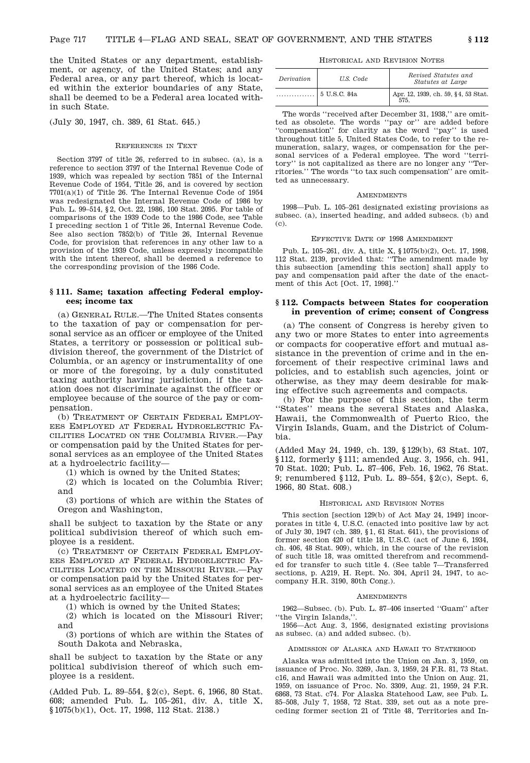the United States or any department, establishment, or agency, of the United States; and any Federal area, or any part thereof, which is located within the exterior boundaries of any State, shall be deemed to be a Federal area located within such State.

(July 30, 1947, ch. 389, 61 Stat. 645.)

REFERENCES IN TEXT

Section 3797 of title 26, referred to in subsec. (a), is a reference to section 3797 of the Internal Revenue Code of 1939, which was repealed by section 7851 of the Internal Revenue Code of 1954, Title 26, and is covered by section 7701(a)(1) of Title 26. The Internal Revenue Code of 1954 was redesignated the Internal Revenue Code of 1986 by Pub. L. 99–514, §2, Oct. 22, 1986, 100 Stat. 2095. For table of comparisons of the 1939 Code to the 1986 Code, see Table I preceding section 1 of Title 26, Internal Revenue Code. See also section 7852(b) of Title 26, Internal Revenue Code, for provision that references in any other law to a provision of the 1939 Code, unless expressly incompatible with the intent thereof, shall be deemed a reference to the corresponding provision of the 1986 Code.

### § 111. Same; taxation affecting Federal employees; income tax

(a) GENERAL RULE.—The United States consents to the taxation of pay or compensation for personal service as an officer or employee of the United States, a territory or possession or political subdivision thereof, the government of the District of Columbia, or an agency or instrumentality of one or more of the foregoing, by a duly constituted taxing authority having jurisdiction, if the taxation does not discriminate against the officer or employee because of the source of the pay or compensation.

(b) TREATMENT OF CERTAIN FEDERAL EMPLOYEES EMPLOYED AT FEDERAL HYDROELECTRIC FACILITIES LOCATED ON THE COLUMBIA RIVER.—Pay or compensation paid by the United States for personal services as an employee of the United States at a hydroelectric facility—

(1) which is owned by the United States;

(2) which is located on the Columbia River; and

(3) portions of which are within the States of Oregon and Washington,

shall be subject to taxation by the State or any political subdivision thereof of which such employee is a resident.

(c) TREATMENT OF CERTAIN FEDERAL EMPLOYEES EMPLOYED AT FEDERAL HYDROELECTRIC FACILITIES LOCATED ON THE MISSOURI RIVER.—Pay or compensation paid by the United States for personal services as an employee of the United States at a hydroelectric facility—

(1) which is owned by the United States;

(2) which is located on the Missouri River; and

(3) portions of which are within the States of South Dakota and Nebraska,

shall be subject to taxation by the State or any political subdivision thereof of which such employee is a resident.

(Added Pub. L. 89–554, §2(c), Sept. 6, 1966, 80 Stat. 608; amended Pub. L. 105–261, div. A, title X, §1075(b)(1), Oct. 17, 1998, 112 Stat. 2138.)

HISTORICAL AND REVISION NOTES

| *Derivation* | *U.S. Code* | *Revised Statutes and Statutes at Large* |
|---|---|---|
| .............. | 5 U.S.C. 84a | Apr. 12, 1939, ch. 59, §4, 53 Stat. 575. |

The words "received after December 31, 1938," are omitted as obsolete. The words "pay or" are added before "compensation" for clarity as the word "pay" is used throughout title 5, United States Code, to refer to the remuneration, salary, wages, or compensation for the personal services of a Federal employee. The word "territory" is not capitalized as there are no longer any "Territories." The words "to tax such compensation" are omitted as unnecessary.

AMENDMENTS

1998—Pub. L. 105–261 designated existing provisions as subsec. (a), inserted heading, and added subsecs. (b) and (c).

EFFECTIVE DATE OF 1998 AMENDMENT

Pub. L. 105–261, div. A, title X, §1075(b)(2), Oct. 17, 1998, 112 Stat. 2139, provided that: "The amendment made by this subsection [amending this section] shall apply to pay and compensation paid after the date of the enactment of this Act [Oct. 17, 1998]."

### § 112. Compacts between States for cooperation in prevention of crime; consent of Congress

(a) The consent of Congress is hereby given to any two or more States to enter into agreements or compacts for cooperative effort and mutual assistance in the prevention of crime and in the enforcement of their respective criminal laws and policies, and to establish such agencies, joint or otherwise, as they may deem desirable for making effective such agreements and compacts.

(b) For the purpose of this section, the term "States" means the several States and Alaska, Hawaii, the Commonwealth of Puerto Rico, the Virgin Islands, Guam, and the District of Columbia.

(Added May 24, 1949, ch. 139, §129(b), 63 Stat. 107, §112, formerly §111; amended Aug. 3, 1956, ch. 941, 70 Stat. 1020; Pub. L. 87–406, Feb. 16, 1962, 76 Stat. 9; renumbered §112, Pub. L. 89–554, §2(c), Sept. 6, 1966, 80 Stat. 608.)

HISTORICAL AND REVISION NOTES

This section [section 129(b) of Act May 24, 1949] incorporates in title 4, U.S.C. (enacted into positive law by act of July 30, 1947 (ch. 389, §1, 61 Stat. 641), the provisions of former section 420 of title 18, U.S.C. (act of June 6, 1934, ch. 406, 48 Stat. 909), which, in the course of the revision of such title 18, was omitted therefrom and recommended for transfer to such title 4. (See table 7—Transferred sections, p. A219, H. Rept. No. 304, April 24, 1947, to accompany H.R. 3190, 80th Cong.).

AMENDMENTS

1962—Subsec. (b). Pub. L. 87–406 inserted "Guam" after "the Virgin Islands,".

1956—Act Aug. 3, 1956, designated existing provisions as subsec. (a) and added subsec. (b).

ADMISSION OF ALASKA AND HAWAII TO STATEHOOD

Alaska was admitted into the Union on Jan. 3, 1959, on issuance of Proc. No. 3269, Jan. 3, 1959, 24 F.R. 81, 73 Stat. c16, and Hawaii was admitted into the Union on Aug. 21, 1959, on issuance of Proc. No. 3309, Aug. 21, 1959, 24 F.R. 6868, 73 Stat. c74. For Alaska Statehood Law, see Pub. L. 85–508, July 7, 1958, 72 Stat. 339, set out as a note preceding former section 21 of Title 48, Territories and In-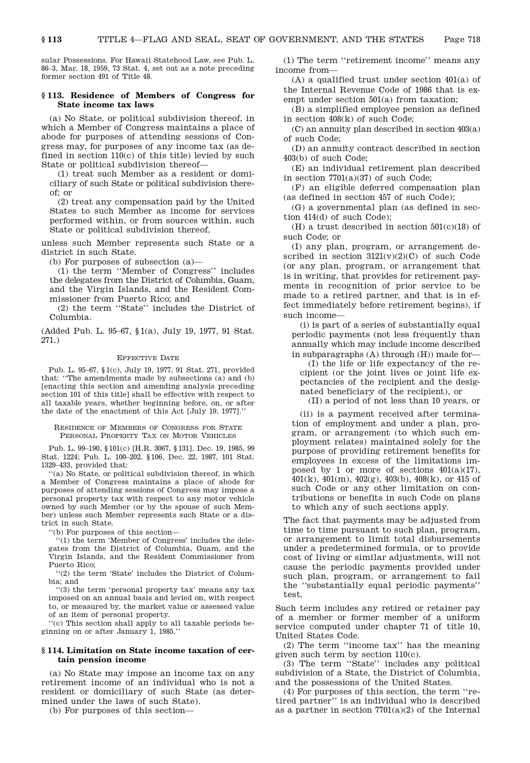sular Possessions. For Hawaii Statehood Law, see Pub. L. 86–3, Mar. 18, 1959, 73 Stat. 4, set out as a note preceding former section 491 of Title 48.

### § 113. Residence of Members of Congress for State income tax laws

(a) No State, or political subdivision thereof, in which a Member of Congress maintains a place of abode for purposes of attending sessions of Congress may, for purposes of any income tax (as defined in section 110(c) of this title) levied by such State or political subdivision thereof—

(1) treat such Member as a resident or domiciliary of such State or political subdivision thereof; or

(2) treat any compensation paid by the United States to such Member as income for services performed within, or from sources within, such State or political subdivision thereof,

unless such Member represents such State or a district in such State.

(b) For purposes of subsection (a)—

(1) the term ''Member of Congress'' includes the delegates from the District of Columbia, Guam, and the Virgin Islands, and the Resident Commissioner from Puerto Rico; and

(2) the term ''State'' includes the District of Columbia.

(Added Pub. L. 95–67, § 1(a), July 19, 1977, 91 Stat. 271.)

#### EFFECTIVE DATE

Pub. L. 95–67, § 1(c), July 19, 1977, 91 Stat. 271, provided that: ''The amendments made by subsections (a) and (b) [enacting this section and amending analysis preceding section 101 of this title] shall be effective with respect to all taxable years, whether beginning before, on, or after the date of the enactment of this Act [July 19, 1977].''

#### RESIDENCE OF MEMBERS OF CONGRESS FOR STATE PERSONAL PROPERTY TAX ON MOTOR VEHICLES

Pub. L. 99–190, § 101(c) [H.R. 3067, § 131], Dec. 19, 1985, 99 Stat. 1224; Pub. L. 100–202, § 106, Dec. 22, 1987, 101 Stat. 1329–433, provided that:

''(a) No State, or political subdivision thereof, in which a Member of Congress maintains a place of abode for purposes of attending sessions of Congress may impose a personal property tax with respect to any motor vehicle owned by such Member (or by the spouse of such Member) unless such Member represents such State or a district in such State.

''(b) For purposes of this section—

''(1) the term 'Member of Congress' includes the delegates from the District of Columbia, Guam, and the Virgin Islands, and the Resident Commissioner from Puerto Rico;

''(2) the term 'State' includes the District of Columbia; and

''(3) the term 'personal property tax' means any tax imposed on an annual basis and levied on, with respect to, or measured by, the market value or assessed value of an item of personal property.

''(c) This section shall apply to all taxable periods beginning on or after January 1, 1985.''

### § 114. Limitation on State income taxation of certain pension income

(a) No State may impose an income tax on any retirement income of an individual who is not a resident or domiciliary of such State (as determined under the laws of such State).

(b) For purposes of this section—

(1) The term ''retirement income'' means any income from—

(A) a qualified trust under section 401(a) of the Internal Revenue Code of 1986 that is exempt under section 501(a) from taxation;

(B) a simplified employee pension as defined in section 408(k) of such Code;

(C) an annuity plan described in section 403(a) of such Code;

(D) an annuity contract described in section 403(b) of such Code;

(E) an individual retirement plan described in section 7701(a)(37) of such Code;

(F) an eligible deferred compensation plan (as defined in section 457 of such Code);

(G) a governmental plan (as defined in section 414(d) of such Code);

(H) a trust described in section 501(c)(18) of such Code; or

(I) any plan, program, or arrangement described in section 3121(v)(2)(C) of such Code (or any plan, program, or arrangement that is in writing, that provides for retirement payments in recognition of prior service to be made to a retired partner, and that is in effect immediately before retirement begins), if such income—

(i) is part of a series of substantially equal periodic payments (not less frequently than annually which may include income described in subparagraphs (A) through (H)) made for—

(I) the life or life expectancy of the recipient (or the joint lives or joint life expectancies of the recipient and the designated beneficiary of the recipient), or

(II) a period of not less than 10 years, or

(ii) is a payment received after termination of employment and under a plan, program, or arrangement (to which such employment relates) maintained solely for the purpose of providing retirement benefits for employees in excess of the limitations imposed by 1 or more of sections 401(a)(17), 401(k), 401(m), 402(g), 403(b), 408(k), or 415 of such Code or any other limitation on contributions or benefits in such Code on plans to which any of such sections apply.

The fact that payments may be adjusted from time to time pursuant to such plan, program, or arrangement to limit total disbursements under a predetermined formula, or to provide cost of living or similar adjustments, will not cause the periodic payments provided under such plan, program, or arrangement to fail the ''substantially equal periodic payments'' test.

Such term includes any retired or retainer pay of a member or former member of a uniform service computed under chapter 71 of title 10, United States Code.

(2) The term ''income tax'' has the meaning given such term by section 110(c).

(3) The term ''State'' includes any political subdivision of a State, the District of Columbia, and the possessions of the United States.

(4) For purposes of this section, the term ''retired partner'' is an individual who is described as a partner in section 7701(a)(2) of the Internal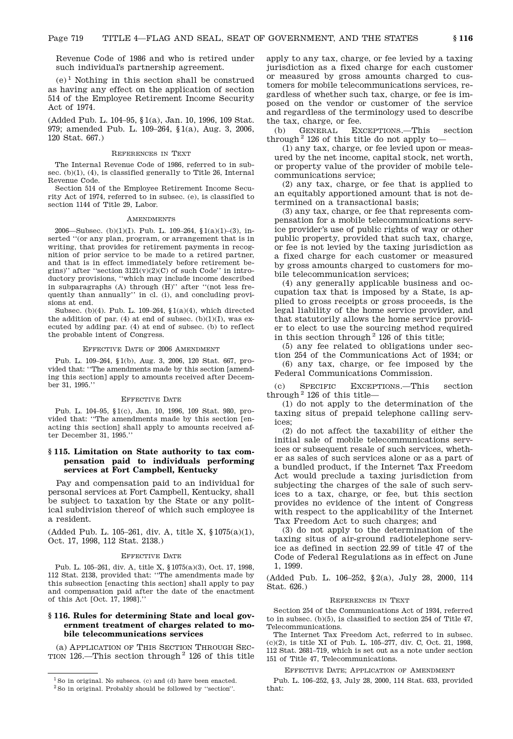Revenue Code of 1986 and who is retired under such individual's partnership agreement.

(e)[1] Nothing in this section shall be construed as having any effect on the application of section 514 of the Employee Retirement Income Security Act of 1974.

(Added Pub. L. 104–95, §1(a), Jan. 10, 1996, 109 Stat. 979; amended Pub. L. 109–264, §1(a), Aug. 3, 2006, 120 Stat. 667.)

REFERENCES IN TEXT

The Internal Revenue Code of 1986, referred to in subsec. (b)(1), (4), is classified generally to Title 26, Internal Revenue Code.

Section 514 of the Employee Retirement Income Security Act of 1974, referred to in subsec. (e), is classified to section 1144 of Title 29, Labor.

AMENDMENTS

2006—Subsec. (b)(1)(I). Pub. L. 109–264, §1(a)(1)–(3), inserted "(or any plan, program, or arrangement that is in writing, that provides for retirement payments in recognition of prior service to be made to a retired partner, and that is in effect immediately before retirement begins)" after "section 3121(v)(2)(C) of such Code" in introductory provisions, "which may include income described in subparagraphs (A) through (H)" after "(not less frequently than annually)" in cl. (i), and concluding provisions at end.

Subsec. (b)(4). Pub. L. 109–264, §1(a)(4), which directed the addition of par. (4) at end of subsec. (b)(1)(I), was executed by adding par. (4) at end of subsec. (b) to reflect the probable intent of Congress.

EFFECTIVE DATE OF 2006 AMENDMENT

Pub. L. 109–264, §1(b), Aug. 3, 2006, 120 Stat. 667, provided that: "The amendments made by this section [amending this section] apply to amounts received after December 31, 1995."

EFFECTIVE DATE

Pub. L. 104–95, §1(c), Jan. 10, 1996, 109 Stat. 980, provided that: "The amendments made by this section [enacting this section] shall apply to amounts received after December 31, 1995."

## § 115. Limitation on State authority to tax compensation paid to individuals performing services at Fort Campbell, Kentucky

Pay and compensation paid to an individual for personal services at Fort Campbell, Kentucky, shall be subject to taxation by the State or any political subdivision thereof of which such employee is a resident.

(Added Pub. L. 105–261, div. A, title X, §1075(a)(1), Oct. 17, 1998, 112 Stat. 2138.)

EFFECTIVE DATE

Pub. L. 105–261, div. A, title X, §1075(a)(3), Oct. 17, 1998, 112 Stat. 2138, provided that: "The amendments made by this subsection [enacting this section] shall apply to pay and compensation paid after the date of the enactment of this Act [Oct. 17, 1998]."

## § 116. Rules for determining State and local government treatment of charges related to mobile telecommunications services

(a) APPLICATION OF THIS SECTION THROUGH SECTION 126.—This section through[2] 126 of this title apply to any tax, charge, or fee levied by a taxing jurisdiction as a fixed charge for each customer or measured by gross amounts charged to customers for mobile telecommunications services, regardless of whether such tax, charge, or fee is imposed on the vendor or customer of the service and regardless of the terminology used to describe the tax, charge, or fee.

(b) GENERAL EXCEPTIONS.—This section through[2] 126 of this title do not apply to—

(1) any tax, charge, or fee levied upon or measured by the net income, capital stock, net worth, or property value of the provider of mobile telecommunications service;

(2) any tax, charge, or fee that is applied to an equitably apportioned amount that is not determined on a transactional basis;

(3) any tax, charge, or fee that represents compensation for a mobile telecommunications service provider's use of public rights of way or other public property, provided that such tax, charge, or fee is not levied by the taxing jurisdiction as a fixed charge for each customer or measured by gross amounts charged to customers for mobile telecommunication services;

(4) any generally applicable business and occupation tax that is imposed by a State, is applied to gross receipts or gross proceeds, is the legal liability of the home service provider, and that statutorily allows the home service provider to elect to use the sourcing method required in this section through[2] 126 of this title;

(5) any fee related to obligations under section 254 of the Communications Act of 1934; or

(6) any tax, charge, or fee imposed by the Federal Communications Commission.

(c) SPECIFIC EXCEPTIONS.—This section through[2] 126 of this title—

(1) do not apply to the determination of the taxing situs of prepaid telephone calling services;

(2) do not affect the taxability of either the initial sale of mobile telecommunications services or subsequent resale of such services, whether as sales of such services alone or as a part of a bundled product, if the Internet Tax Freedom Act would preclude a taxing jurisdiction from subjecting the charges of the sale of such services to a tax, charge, or fee, but this section provides no evidence of the intent of Congress with respect to the applicability of the Internet Tax Freedom Act to such charges; and

(3) do not apply to the determination of the taxing situs of air-ground radiotelephone service as defined in section 22.99 of title 47 of the Code of Federal Regulations as in effect on June 1, 1999.

(Added Pub. L. 106–252, §2(a), July 28, 2000, 114 Stat. 626.)

REFERENCES IN TEXT

Section 254 of the Communications Act of 1934, referred to in subsec. (b)(5), is classified to section 254 of Title 47, Telecommunications.

The Internet Tax Freedom Act, referred to in subsec. (c)(2), is title XI of Pub. L. 105–277, div. C, Oct. 21, 1998, 112 Stat. 2681–719, which is set out as a note under section 151 of Title 47, Telecommunications.

EFFECTIVE DATE; APPLICATION OF AMENDMENT

Pub. L. 106–252, §3, July 28, 2000, 114 Stat. 633, provided that:

---

[1] So in original. No subsecs. (c) and (d) have been enacted.

[2] So in original. Probably should be followed by "section".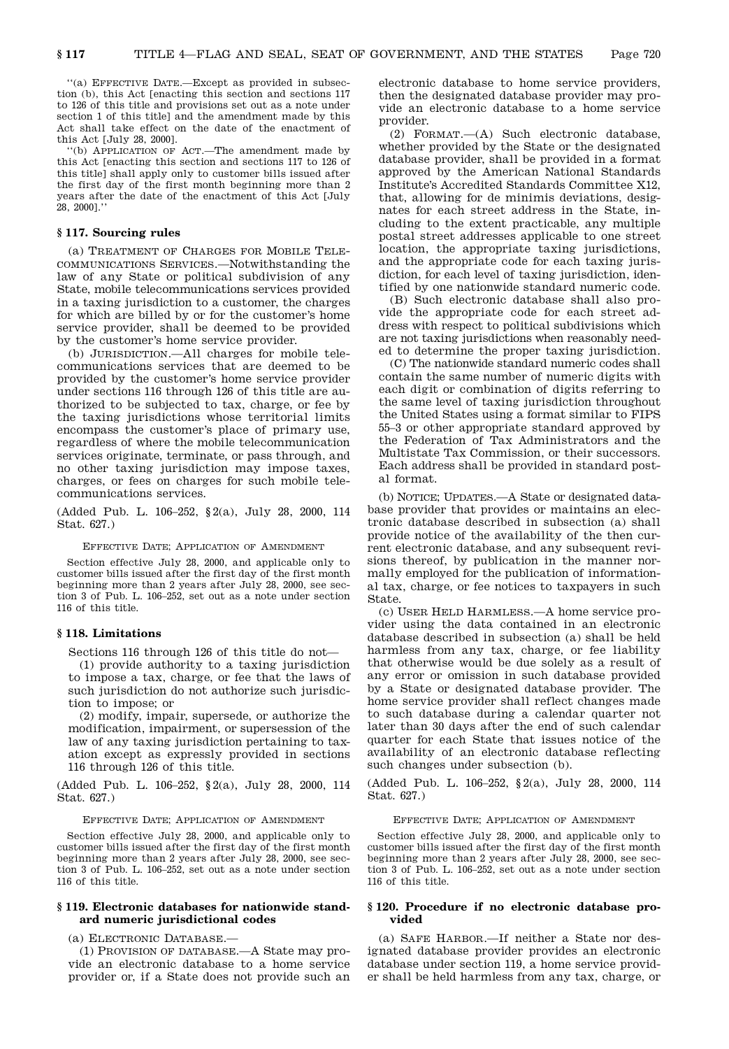''(a) EFFECTIVE DATE.—Except as provided in subsection (b), this Act [enacting this section and sections 117 to 126 of this title and provisions set out as a note under section 1 of this title] and the amendment made by this Act shall take effect on the date of the enactment of this Act [July 28, 2000].

''(b) APPLICATION OF ACT.—The amendment made by this Act [enacting this section and sections 117 to 126 of this title] shall apply only to customer bills issued after the first day of the first month beginning more than 2 years after the date of the enactment of this Act [July 28, 2000].''

### § 117. Sourcing rules

(a) TREATMENT OF CHARGES FOR MOBILE TELECOMMUNICATIONS SERVICES.—Notwithstanding the law of any State or political subdivision of any State, mobile telecommunications services provided in a taxing jurisdiction to a customer, the charges for which are billed by or for the customer's home service provider, shall be deemed to be provided by the customer's home service provider.

(b) JURISDICTION.—All charges for mobile telecommunications services that are deemed to be provided by the customer's home service provider under sections 116 through 126 of this title are authorized to be subjected to tax, charge, or fee by the taxing jurisdictions whose territorial limits encompass the customer's place of primary use, regardless of where the mobile telecommunication services originate, terminate, or pass through, and no other taxing jurisdiction may impose taxes, charges, or fees on charges for such mobile telecommunications services.

(Added Pub. L. 106–252, §2(a), July 28, 2000, 114 Stat. 627.)

EFFECTIVE DATE; APPLICATION OF AMENDMENT

Section effective July 28, 2000, and applicable only to customer bills issued after the first day of the first month beginning more than 2 years after July 28, 2000, see section 3 of Pub. L. 106–252, set out as a note under section 116 of this title.

### § 118. Limitations

Sections 116 through 126 of this title do not—

(1) provide authority to a taxing jurisdiction to impose a tax, charge, or fee that the laws of such jurisdiction do not authorize such jurisdiction to impose; or

(2) modify, impair, supersede, or authorize the modification, impairment, or supersession of the law of any taxing jurisdiction pertaining to taxation except as expressly provided in sections 116 through 126 of this title.

(Added Pub. L. 106–252, §2(a), July 28, 2000, 114 Stat. 627.)

EFFECTIVE DATE; APPLICATION OF AMENDMENT

Section effective July 28, 2000, and applicable only to customer bills issued after the first day of the first month beginning more than 2 years after July 28, 2000, see section 3 of Pub. L. 106–252, set out as a note under section 116 of this title.

### § 119. Electronic databases for nationwide standard numeric jurisdictional codes

(a) ELECTRONIC DATABASE.—

(1) PROVISION OF DATABASE.—A State may provide an electronic database to a home service provider or, if a State does not provide such an electronic database to home service providers, then the designated database provider may provide an electronic database to a home service provider.

(2) FORMAT.—(A) Such electronic database, whether provided by the State or the designated database provider, shall be provided in a format approved by the American National Standards Institute's Accredited Standards Committee X12, that, allowing for de minimis deviations, designates for each street address in the State, including to the extent practicable, any multiple postal street addresses applicable to one street location, the appropriate taxing jurisdictions, and the appropriate code for each taxing jurisdiction, for each level of taxing jurisdiction, identified by one nationwide standard numeric code.

(B) Such electronic database shall also provide the appropriate code for each street address with respect to political subdivisions which are not taxing jurisdictions when reasonably needed to determine the proper taxing jurisdiction.

(C) The nationwide standard numeric codes shall contain the same number of numeric digits with each digit or combination of digits referring to the same level of taxing jurisdiction throughout the United States using a format similar to FIPS 55–3 or other appropriate standard approved by the Federation of Tax Administrators and the Multistate Tax Commission, or their successors. Each address shall be provided in standard postal format.

(b) NOTICE; UPDATES.—A State or designated database provider that provides or maintains an electronic database described in subsection (a) shall provide notice of the availability of the then current electronic database, and any subsequent revisions thereof, by publication in the manner normally employed for the publication of informational tax, charge, or fee notices to taxpayers in such State.

(c) USER HELD HARMLESS.—A home service provider using the data contained in an electronic database described in subsection (a) shall be held harmless from any tax, charge, or fee liability that otherwise would be due solely as a result of any error or omission in such database provided by a State or designated database provider. The home service provider shall reflect changes made to such database during a calendar quarter not later than 30 days after the end of such calendar quarter for each State that issues notice of the availability of an electronic database reflecting such changes under subsection (b).

(Added Pub. L. 106–252, §2(a), July 28, 2000, 114 Stat. 627.)

EFFECTIVE DATE; APPLICATION OF AMENDMENT

Section effective July 28, 2000, and applicable only to customer bills issued after the first day of the first month beginning more than 2 years after July 28, 2000, see section 3 of Pub. L. 106–252, set out as a note under section 116 of this title.

### § 120. Procedure if no electronic database provided

(a) SAFE HARBOR.—If neither a State nor designated database provider provides an electronic database under section 119, a home service provider shall be held harmless from any tax, charge, or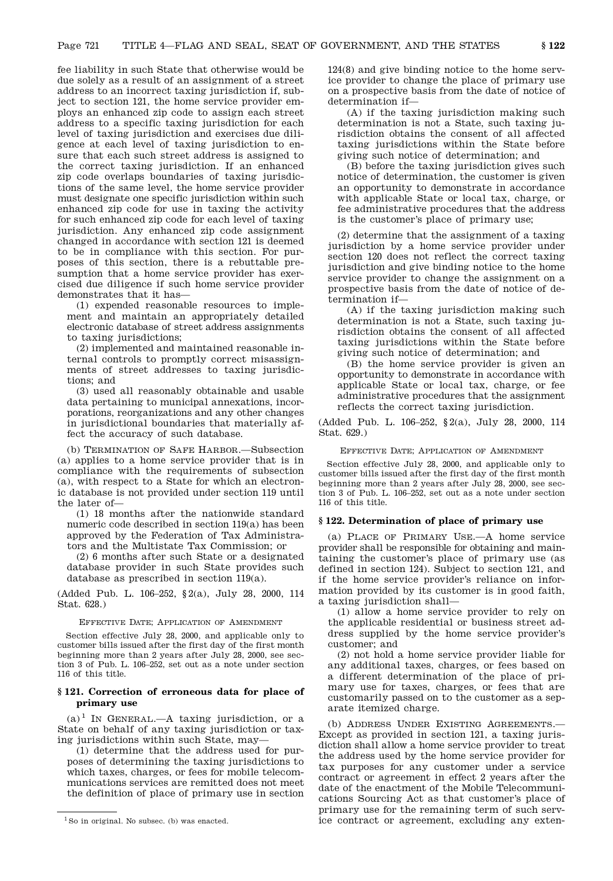fee liability in such State that otherwise would be due solely as a result of an assignment of a street address to an incorrect taxing jurisdiction if, subject to section 121, the home service provider employs an enhanced zip code to assign each street address to a specific taxing jurisdiction for each level of taxing jurisdiction and exercises due diligence at each level of taxing jurisdiction to ensure that each such street address is assigned to the correct taxing jurisdiction. If an enhanced zip code overlaps boundaries of taxing jurisdictions of the same level, the home service provider must designate one specific jurisdiction within such enhanced zip code for use in taxing the activity for such enhanced zip code for each level of taxing jurisdiction. Any enhanced zip code assignment changed in accordance with section 121 is deemed to be in compliance with this section. For purposes of this section, there is a rebuttable presumption that a home service provider has exercised due diligence if such home service provider demonstrates that it has—

(1) expended reasonable resources to implement and maintain an appropriately detailed electronic database of street address assignments to taxing jurisdictions;

(2) implemented and maintained reasonable internal controls to promptly correct misassignments of street addresses to taxing jurisdictions; and

(3) used all reasonably obtainable and usable data pertaining to municipal annexations, incorporations, reorganizations and any other changes in jurisdictional boundaries that materially affect the accuracy of such database.

(b) TERMINATION OF SAFE HARBOR.—Subsection (a) applies to a home service provider that is in compliance with the requirements of subsection (a), with respect to a State for which an electronic database is not provided under section 119 until the later of—

(1) 18 months after the nationwide standard numeric code described in section 119(a) has been approved by the Federation of Tax Administrators and the Multistate Tax Commission; or

(2) 6 months after such State or a designated database provider in such State provides such database as prescribed in section 119(a).

(Added Pub. L. 106–252, §2(a), July 28, 2000, 114 Stat. 628.)

EFFECTIVE DATE; APPLICATION OF AMENDMENT

Section effective July 28, 2000, and applicable only to customer bills issued after the first day of the first month beginning more than 2 years after July 28, 2000, see section 3 of Pub. L. 106–252, set out as a note under section 116 of this title.

### § 121. Correction of erroneous data for place of primary use

(a)[1] IN GENERAL.—A taxing jurisdiction, or a State on behalf of any taxing jurisdiction or taxing jurisdictions within such State, may—

(1) determine that the address used for purposes of determining the taxing jurisdictions to which taxes, charges, or fees for mobile telecommunications services are remitted does not meet the definition of place of primary use in section 124(8) and give binding notice to the home service provider to change the place of primary use on a prospective basis from the date of notice of determination if—

(A) if the taxing jurisdiction making such determination is not a State, such taxing jurisdiction obtains the consent of all affected taxing jurisdictions within the State before giving such notice of determination; and

(B) before the taxing jurisdiction gives such notice of determination, the customer is given an opportunity to demonstrate in accordance with applicable State or local tax, charge, or fee administrative procedures that the address is the customer's place of primary use;

(2) determine that the assignment of a taxing jurisdiction by a home service provider under section 120 does not reflect the correct taxing jurisdiction and give binding notice to the home service provider to change the assignment on a prospective basis from the date of notice of determination if—

(A) if the taxing jurisdiction making such determination is not a State, such taxing jurisdiction obtains the consent of all affected taxing jurisdictions within the State before giving such notice of determination; and

(B) the home service provider is given an opportunity to demonstrate in accordance with applicable State or local tax, charge, or fee administrative procedures that the assignment reflects the correct taxing jurisdiction.

(Added Pub. L. 106–252, §2(a), July 28, 2000, 114 Stat. 629.)

EFFECTIVE DATE; APPLICATION OF AMENDMENT

Section effective July 28, 2000, and applicable only to customer bills issued after the first day of the first month beginning more than 2 years after July 28, 2000, see section 3 of Pub. L. 106–252, set out as a note under section 116 of this title.

### § 122. Determination of place of primary use

(a) PLACE OF PRIMARY USE.—A home service provider shall be responsible for obtaining and maintaining the customer's place of primary use (as defined in section 124). Subject to section 121, and if the home service provider's reliance on information provided by its customer is in good faith, a taxing jurisdiction shall—

(1) allow a home service provider to rely on the applicable residential or business street address supplied by the home service provider's customer; and

(2) not hold a home service provider liable for any additional taxes, charges, or fees based on a different determination of the place of primary use for taxes, charges, or fees that are customarily passed on to the customer as a separate itemized charge.

(b) ADDRESS UNDER EXISTING AGREEMENTS.—Except as provided in section 121, a taxing jurisdiction shall allow a home service provider to treat the address used by the home service provider for tax purposes for any customer under a service contract or agreement in effect 2 years after the date of the enactment of the Mobile Telecommunications Sourcing Act as that customer's place of primary use for the remaining term of such service contract or agreement, excluding any exten-

[1] So in original. No subsec. (b) was enacted.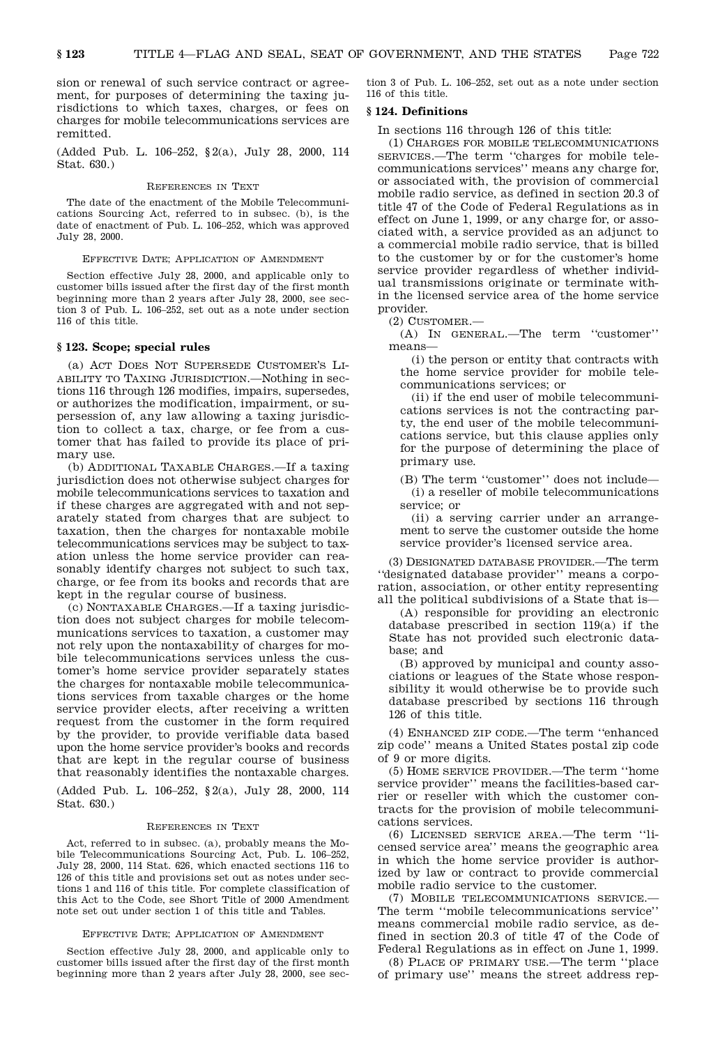sion or renewal of such service contract or agreement, for purposes of determining the taxing jurisdictions to which taxes, charges, or fees on charges for mobile telecommunications services are remitted.

(Added Pub. L. 106–252, §2(a), July 28, 2000, 114 Stat. 630.)

REFERENCES IN TEXT

The date of the enactment of the Mobile Telecommunications Sourcing Act, referred to in subsec. (b), is the date of enactment of Pub. L. 106–252, which was approved July 28, 2000.

EFFECTIVE DATE; APPLICATION OF AMENDMENT

Section effective July 28, 2000, and applicable only to customer bills issued after the first day of the first month beginning more than 2 years after July 28, 2000, see section 3 of Pub. L. 106–252, set out as a note under section 116 of this title.

### § 123. Scope; special rules

(a) ACT DOES NOT SUPERSEDE CUSTOMER'S LIABILITY TO TAXING JURISDICTION.—Nothing in sections 116 through 126 modifies, impairs, supersedes, or authorizes the modification, impairment, or supersession of, any law allowing a taxing jurisdiction to collect a tax, charge, or fee from a customer that has failed to provide its place of primary use.

(b) ADDITIONAL TAXABLE CHARGES.—If a taxing jurisdiction does not otherwise subject charges for mobile telecommunications services to taxation and if these charges are aggregated with and not separately stated from charges that are subject to taxation, then the charges for nontaxable mobile telecommunications services may be subject to taxation unless the home service provider can reasonably identify charges not subject to such tax, charge, or fee from its books and records that are kept in the regular course of business.

(c) NONTAXABLE CHARGES.—If a taxing jurisdiction does not subject charges for mobile telecommunications services to taxation, a customer may not rely upon the nontaxability of charges for mobile telecommunications services unless the customer's home service provider separately states the charges for nontaxable mobile telecommunications services from taxable charges or the home service provider elects, after receiving a written request from the customer in the form required by the provider, to provide verifiable data based upon the home service provider's books and records that are kept in the regular course of business that reasonably identifies the nontaxable charges.

(Added Pub. L. 106–252, §2(a), July 28, 2000, 114 Stat. 630.)

REFERENCES IN TEXT

Act, referred to in subsec. (a), probably means the Mobile Telecommunications Sourcing Act, Pub. L. 106–252, July 28, 2000, 114 Stat. 626, which enacted sections 116 to 126 of this title and provisions set out as notes under sections 1 and 116 of this title. For complete classification of this Act to the Code, see Short Title of 2000 Amendment note set out under section 1 of this title and Tables.

EFFECTIVE DATE; APPLICATION OF AMENDMENT

Section effective July 28, 2000, and applicable only to customer bills issued after the first day of the first month beginning more than 2 years after July 28, 2000, see section 3 of Pub. L. 106–252, set out as a note under section 116 of this title.

### § 124. Definitions

In sections 116 through 126 of this title:

(1) CHARGES FOR MOBILE TELECOMMUNICATIONS SERVICES.—The term ''charges for mobile telecommunications services'' means any charge for, or associated with, the provision of commercial mobile radio service, as defined in section 20.3 of title 47 of the Code of Federal Regulations as in effect on June 1, 1999, or any charge for, or associated with, a service provided as an adjunct to a commercial mobile radio service, that is billed to the customer by or for the customer's home service provider regardless of whether individual transmissions originate or terminate within the licensed service area of the home service provider.

(2) CUSTOMER.—

(A) IN GENERAL.—The term ''customer'' means—

(i) the person or entity that contracts with the home service provider for mobile telecommunications services; or

(ii) if the end user of mobile telecommunications services is not the contracting party, the end user of the mobile telecommunications service, but this clause applies only for the purpose of determining the place of primary use.

(B) The term ''customer'' does not include—

(i) a reseller of mobile telecommunications service; or

(ii) a serving carrier under an arrangement to serve the customer outside the home service provider's licensed service area.

(3) DESIGNATED DATABASE PROVIDER.—The term ''designated database provider'' means a corporation, association, or other entity representing all the political subdivisions of a State that is—

(A) responsible for providing an electronic database prescribed in section 119(a) if the State has not provided such electronic database; and

(B) approved by municipal and county associations or leagues of the State whose responsibility it would otherwise be to provide such database prescribed by sections 116 through 126 of this title.

(4) ENHANCED ZIP CODE.—The term ''enhanced zip code'' means a United States postal zip code of 9 or more digits.

(5) HOME SERVICE PROVIDER.—The term ''home service provider'' means the facilities-based carrier or reseller with which the customer contracts for the provision of mobile telecommunications services.

(6) LICENSED SERVICE AREA.—The term ''licensed service area'' means the geographic area in which the home service provider is authorized by law or contract to provide commercial mobile radio service to the customer.

(7) MOBILE TELECOMMUNICATIONS SERVICE.—The term ''mobile telecommunications service'' means commercial mobile radio service, as defined in section 20.3 of title 47 of the Code of Federal Regulations as in effect on June 1, 1999.

(8) PLACE OF PRIMARY USE.—The term ''place of primary use'' means the street address rep-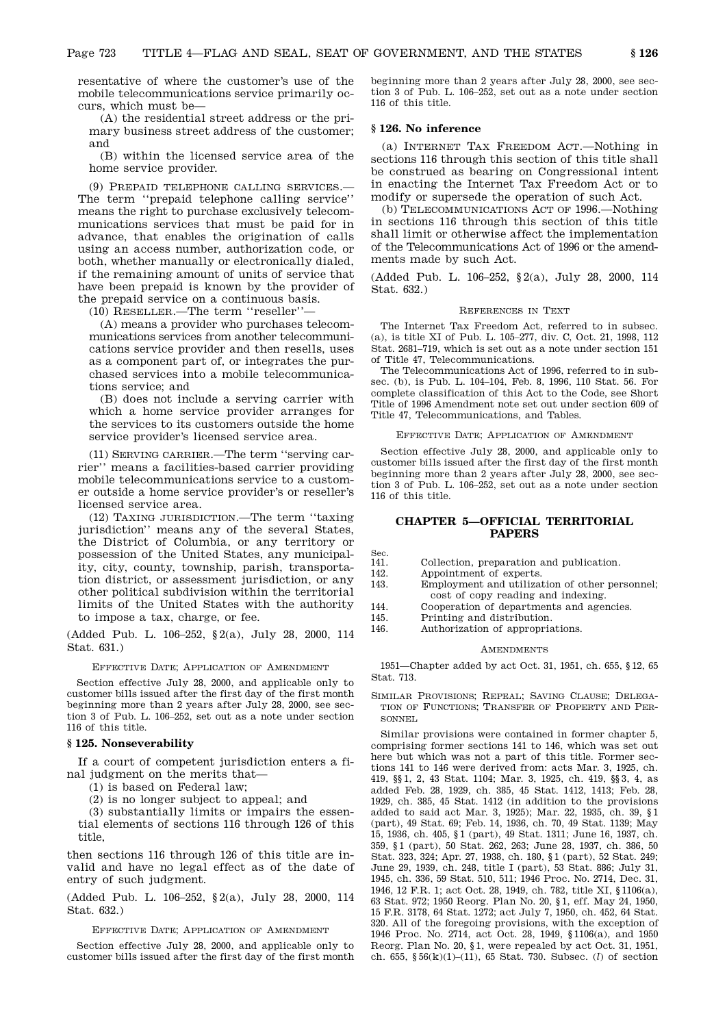resentative of where the customer's use of the mobile telecommunications service primarily occurs, which must be—

(A) the residential street address or the primary business street address of the customer; and

(B) within the licensed service area of the home service provider.

(9) PREPAID TELEPHONE CALLING SERVICES.—The term ''prepaid telephone calling service'' means the right to purchase exclusively telecommunications services that must be paid for in advance, that enables the origination of calls using an access number, authorization code, or both, whether manually or electronically dialed, if the remaining amount of units of service that have been prepaid is known by the provider of the prepaid service on a continuous basis.

(10) RESELLER.—The term ''reseller''—

(A) means a provider who purchases telecommunications services from another telecommunications service provider and then resells, uses as a component part of, or integrates the purchased services into a mobile telecommunications service; and

(B) does not include a serving carrier with which a home service provider arranges for the services to its customers outside the home service provider's licensed service area.

(11) SERVING CARRIER.—The term ''serving carrier'' means a facilities-based carrier providing mobile telecommunications service to a customer outside a home service provider's or reseller's licensed service area.

(12) TAXING JURISDICTION.—The term ''taxing jurisdiction'' means any of the several States, the District of Columbia, or any territory or possession of the United States, any municipality, city, county, township, parish, transportation district, or assessment jurisdiction, or any other political subdivision within the territorial limits of the United States with the authority to impose a tax, charge, or fee.

(Added Pub. L. 106–252, §2(a), July 28, 2000, 114 Stat. 631.)

EFFECTIVE DATE; APPLICATION OF AMENDMENT

Section effective July 28, 2000, and applicable only to customer bills issued after the first day of the first month beginning more than 2 years after July 28, 2000, see section 3 of Pub. L. 106–252, set out as a note under section 116 of this title.

### § 125. Nonseverability

If a court of competent jurisdiction enters a final judgment on the merits that—

(1) is based on Federal law;

(2) is no longer subject to appeal; and

(3) substantially limits or impairs the essential elements of sections 116 through 126 of this title,

then sections 116 through 126 of this title are invalid and have no legal effect as of the date of entry of such judgment.

(Added Pub. L. 106–252, §2(a), July 28, 2000, 114 Stat. 632.)

EFFECTIVE DATE; APPLICATION OF AMENDMENT

Section effective July 28, 2000, and applicable only to customer bills issued after the first day of the first month beginning more than 2 years after July 28, 2000, see section 3 of Pub. L. 106–252, set out as a note under section 116 of this title.

### § 126. No inference

(a) INTERNET TAX FREEDOM ACT.—Nothing in sections 116 through this section of this title shall be construed as bearing on Congressional intent in enacting the Internet Tax Freedom Act or to modify or supersede the operation of such Act.

(b) TELECOMMUNICATIONS ACT OF 1996.—Nothing in sections 116 through this section of this title shall limit or otherwise affect the implementation of the Telecommunications Act of 1996 or the amendments made by such Act.

(Added Pub. L. 106–252, §2(a), July 28, 2000, 114 Stat. 632.)

REFERENCES IN TEXT

The Internet Tax Freedom Act, referred to in subsec. (a), is title XI of Pub. L. 105–277, div. C, Oct. 21, 1998, 112 Stat. 2681–719, which is set out as a note under section 151 of Title 47, Telecommunications.

The Telecommunications Act of 1996, referred to in subsec. (b), is Pub. L. 104–104, Feb. 8, 1996, 110 Stat. 56. For complete classification of this Act to the Code, see Short Title of 1996 Amendment note set out under section 609 of Title 47, Telecommunications, and Tables.

EFFECTIVE DATE; APPLICATION OF AMENDMENT

Section effective July 28, 2000, and applicable only to customer bills issued after the first day of the first month beginning more than 2 years after July 28, 2000, see section 3 of Pub. L. 106–252, set out as a note under section 116 of this title.

## CHAPTER 5—OFFICIAL TERRITORIAL PAPERS

| Sec. | |
|---|---|
| 141. | Collection, preparation and publication. |
| 142. | Appointment of experts. |
| 143. | Employment and utilization of other personnel; cost of copy reading and indexing. |
| 144. | Cooperation of departments and agencies. |
| 145. | Printing and distribution. |
| 146. | Authorization of appropriations. |

AMENDMENTS

1951—Chapter added by act Oct. 31, 1951, ch. 655, §12, 65 Stat. 713.

SIMILAR PROVISIONS; REPEAL; SAVING CLAUSE; DELEGATION OF FUNCTIONS; TRANSFER OF PROPERTY AND PERSONNEL

Similar provisions were contained in former chapter 5, comprising former sections 141 to 146, which was set out here but which was not a part of this title. Former sections 141 to 146 were derived from: acts Mar. 3, 1925, ch. 419, §§1, 2, 43 Stat. 1104; Mar. 3, 1925, ch. 419, §§3, 4, as added Feb. 28, 1929, ch. 385, 45 Stat. 1412, 1413; Feb. 28, 1929, ch. 385, 45 Stat. 1412 (in addition to the provisions added to said act Mar. 3, 1925); Mar. 22, 1935, ch. 39, §1 (part), 49 Stat. 69; Feb. 14, 1936, ch. 70, 49 Stat. 1139; May 15, 1936, ch. 405, §1 (part), 49 Stat. 1311; June 16, 1937, ch. 359, §1 (part), 50 Stat. 262, 263; June 28, 1937, ch. 386, 50 Stat. 323, 324; Apr. 27, 1938, ch. 180, §1 (part), 52 Stat. 249; June 29, 1939, ch. 248, title I (part), 53 Stat. 886; July 31, 1945, ch. 336, 59 Stat. 510, 511; 1946 Proc. No. 2714, Dec. 31, 1946, 12 F.R. 1; act Oct. 28, 1949, ch. 782, title XI, §1106(a), 63 Stat. 972; 1950 Reorg. Plan No. 20, §1, eff. May 24, 1950, 15 F.R. 3178, 64 Stat. 1272; act July 7, 1950, ch. 452, 64 Stat. 320. All of the foregoing provisions, with the exception of 1946 Proc. No. 2714, act Oct. 28, 1949, §1106(a), and 1950 Reorg. Plan No. 20, §1, were repealed by act Oct. 31, 1951, ch. 655, §56(k)(1)–(11), 65 Stat. 730. Subsec. (*l*) of section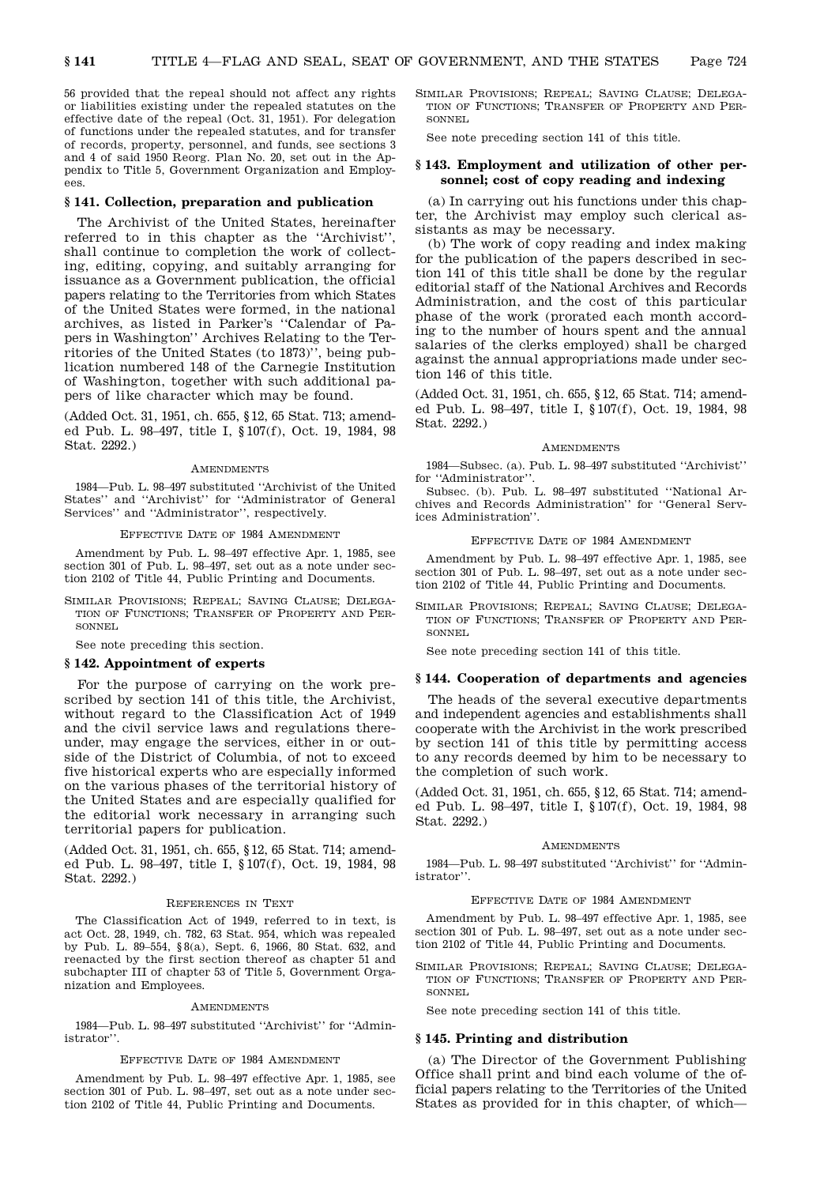56 provided that the repeal should not affect any rights or liabilities existing under the repealed statutes on the effective date of the repeal (Oct. 31, 1951). For delegation of functions under the repealed statutes, and for transfer of records, property, personnel, and funds, see sections 3 and 4 of said 1950 Reorg. Plan No. 20, set out in the Appendix to Title 5, Government Organization and Employees.

### § 141. Collection, preparation and publication

The Archivist of the United States, hereinafter referred to in this chapter as the ''Archivist'', shall continue to completion the work of collecting, editing, copying, and suitably arranging for issuance as a Government publication, the official papers relating to the Territories from which States of the United States were formed, in the national archives, as listed in Parker's ''Calendar of Papers in Washington'' Archives Relating to the Territories of the United States (to 1873)'', being publication numbered 148 of the Carnegie Institution of Washington, together with such additional papers of like character which may be found.

(Added Oct. 31, 1951, ch. 655, § 12, 65 Stat. 713; amended Pub. L. 98–497, title I, § 107(f), Oct. 19, 1984, 98 Stat. 2292.)

AMENDMENTS

1984—Pub. L. 98–497 substituted ''Archivist of the United States'' and ''Archivist'' for ''Administrator of General Services'' and ''Administrator'', respectively.

EFFECTIVE DATE OF 1984 AMENDMENT

Amendment by Pub. L. 98–497 effective Apr. 1, 1985, see section 301 of Pub. L. 98–497, set out as a note under section 2102 of Title 44, Public Printing and Documents.

SIMILAR PROVISIONS; REPEAL; SAVING CLAUSE; DELEGATION OF FUNCTIONS; TRANSFER OF PROPERTY AND PERSONNEL

See note preceding this section.

### § 142. Appointment of experts

For the purpose of carrying on the work prescribed by section 141 of this title, the Archivist, without regard to the Classification Act of 1949 and the civil service laws and regulations thereunder, may engage the services, either in or outside of the District of Columbia, of not to exceed five historical experts who are especially informed on the various phases of the territorial history of the United States and are especially qualified for the editorial work necessary in arranging such territorial papers for publication.

(Added Oct. 31, 1951, ch. 655, § 12, 65 Stat. 714; amended Pub. L. 98–497, title I, § 107(f), Oct. 19, 1984, 98 Stat. 2292.)

REFERENCES IN TEXT

The Classification Act of 1949, referred to in text, is act Oct. 28, 1949, ch. 782, 63 Stat. 954, which was repealed by Pub. L. 89–554, § 8(a), Sept. 6, 1966, 80 Stat. 632, and reenacted by the first section thereof as chapter 51 and subchapter III of chapter 53 of Title 5, Government Organization and Employees.

AMENDMENTS

1984—Pub. L. 98–497 substituted ''Archivist'' for ''Administrator''.

EFFECTIVE DATE OF 1984 AMENDMENT

Amendment by Pub. L. 98–497 effective Apr. 1, 1985, see section 301 of Pub. L. 98–497, set out as a note under section 2102 of Title 44, Public Printing and Documents.

SIMILAR PROVISIONS; REPEAL; SAVING CLAUSE; DELEGATION OF FUNCTIONS; TRANSFER OF PROPERTY AND PERSONNEL

See note preceding section 141 of this title.

### § 143. Employment and utilization of other personnel; cost of copy reading and indexing

(a) In carrying out his functions under this chapter, the Archivist may employ such clerical assistants as may be necessary.

(b) The work of copy reading and index making for the publication of the papers described in section 141 of this title shall be done by the regular editorial staff of the National Archives and Records Administration, and the cost of this particular phase of the work (prorated each month according to the number of hours spent and the annual salaries of the clerks employed) shall be charged against the annual appropriations made under section 146 of this title.

(Added Oct. 31, 1951, ch. 655, § 12, 65 Stat. 714; amended Pub. L. 98–497, title I, § 107(f), Oct. 19, 1984, 98 Stat. 2292.)

AMENDMENTS

1984—Subsec. (a). Pub. L. 98–497 substituted ''Archivist'' for ''Administrator''.

Subsec. (b). Pub. L. 98–497 substituted ''National Archives and Records Administration'' for ''General Services Administration''.

EFFECTIVE DATE OF 1984 AMENDMENT

Amendment by Pub. L. 98–497 effective Apr. 1, 1985, see section 301 of Pub. L. 98–497, set out as a note under section 2102 of Title 44, Public Printing and Documents.

SIMILAR PROVISIONS; REPEAL; SAVING CLAUSE; DELEGATION OF FUNCTIONS; TRANSFER OF PROPERTY AND PERSONNEL

See note preceding section 141 of this title.

### § 144. Cooperation of departments and agencies

The heads of the several executive departments and independent agencies and establishments shall cooperate with the Archivist in the work prescribed by section 141 of this title by permitting access to any records deemed by him to be necessary to the completion of such work.

(Added Oct. 31, 1951, ch. 655, § 12, 65 Stat. 714; amended Pub. L. 98–497, title I, § 107(f), Oct. 19, 1984, 98 Stat. 2292.)

AMENDMENTS

1984—Pub. L. 98–497 substituted ''Archivist'' for ''Administrator''.

EFFECTIVE DATE OF 1984 AMENDMENT

Amendment by Pub. L. 98–497 effective Apr. 1, 1985, see section 301 of Pub. L. 98–497, set out as a note under section 2102 of Title 44, Public Printing and Documents.

SIMILAR PROVISIONS; REPEAL; SAVING CLAUSE; DELEGATION OF FUNCTIONS; TRANSFER OF PROPERTY AND PERSONNEL

See note preceding section 141 of this title.

### § 145. Printing and distribution

(a) The Director of the Government Publishing Office shall print and bind each volume of the official papers relating to the Territories of the United States as provided for in this chapter, of which—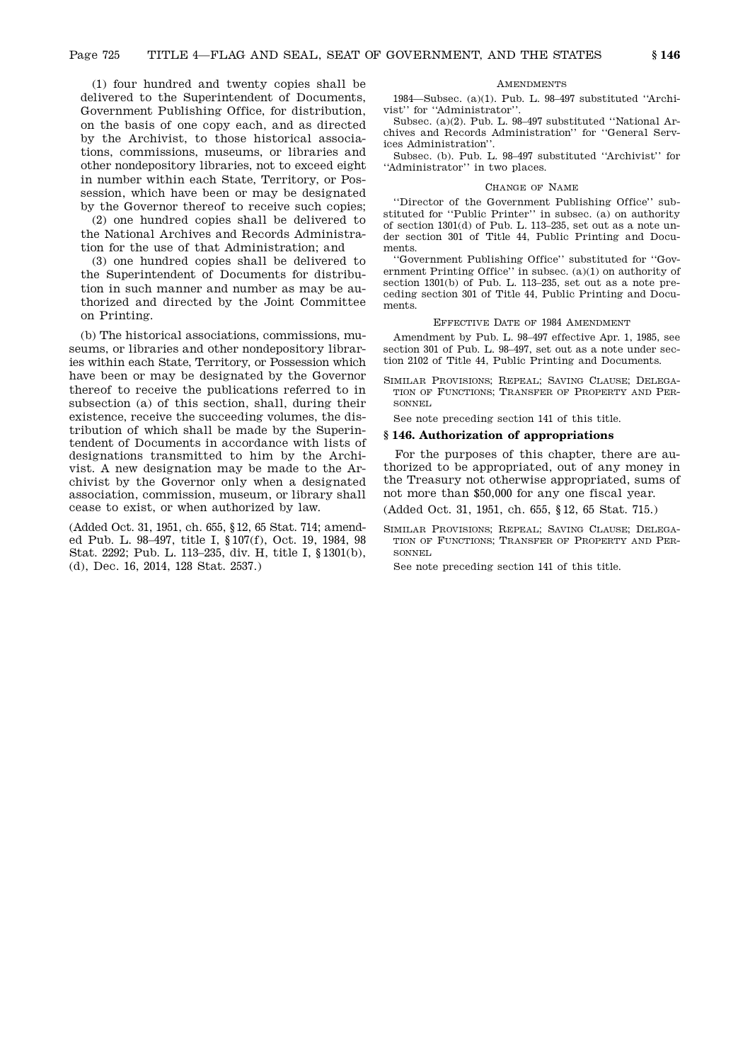(1) four hundred and twenty copies shall be delivered to the Superintendent of Documents, Government Publishing Office, for distribution, on the basis of one copy each, and as directed by the Archivist, to those historical associations, commissions, museums, or libraries and other nondepository libraries, not to exceed eight in number within each State, Territory, or Possession, which have been or may be designated by the Governor thereof to receive such copies;

(2) one hundred copies shall be delivered to the National Archives and Records Administration for the use of that Administration; and

(3) one hundred copies shall be delivered to the Superintendent of Documents for distribution in such manner and number as may be authorized and directed by the Joint Committee on Printing.

(b) The historical associations, commissions, museums, or libraries and other nondepository libraries within each State, Territory, or Possession which have been or may be designated by the Governor thereof to receive the publications referred to in subsection (a) of this section, shall, during their existence, receive the succeeding volumes, the distribution of which shall be made by the Superintendent of Documents in accordance with lists of designations transmitted to him by the Archivist. A new designation may be made to the Archivist by the Governor only when a designated association, commission, museum, or library shall cease to exist, or when authorized by law.

(Added Oct. 31, 1951, ch. 655, §12, 65 Stat. 714; amended Pub. L. 98–497, title I, §107(f), Oct. 19, 1984, 98 Stat. 2292; Pub. L. 113–235, div. H, title I, §1301(b), (d), Dec. 16, 2014, 128 Stat. 2537.)

AMENDMENTS

1984—Subsec. (a)(1). Pub. L. 98–497 substituted ''Archivist'' for ''Administrator''.

Subsec. (a)(2). Pub. L. 98–497 substituted ''National Archives and Records Administration'' for ''General Services Administration''.

Subsec. (b). Pub. L. 98–497 substituted ''Archivist'' for ''Administrator'' in two places.

CHANGE OF NAME

''Director of the Government Publishing Office'' substituted for ''Public Printer'' in subsec. (a) on authority of section 1301(d) of Pub. L. 113–235, set out as a note under section 301 of Title 44, Public Printing and Documents.

''Government Publishing Office'' substituted for ''Government Printing Office'' in subsec. (a)(1) on authority of section 1301(b) of Pub. L. 113–235, set out as a note preceding section 301 of Title 44, Public Printing and Documents.

EFFECTIVE DATE OF 1984 AMENDMENT

Amendment by Pub. L. 98–497 effective Apr. 1, 1985, see section 301 of Pub. L. 98–497, set out as a note under section 2102 of Title 44, Public Printing and Documents.

SIMILAR PROVISIONS; REPEAL; SAVING CLAUSE; DELEGATION OF FUNCTIONS; TRANSFER OF PROPERTY AND PERSONNEL

See note preceding section 141 of this title.

### § 146. Authorization of appropriations

For the purposes of this chapter, there are authorized to be appropriated, out of any money in the Treasury not otherwise appropriated, sums of not more than $50,000 for any one fiscal year.

(Added Oct. 31, 1951, ch. 655, §12, 65 Stat. 715.)

SIMILAR PROVISIONS; REPEAL; SAVING CLAUSE; DELEGATION OF FUNCTIONS; TRANSFER OF PROPERTY AND PERSONNEL

See note preceding section 141 of this title.